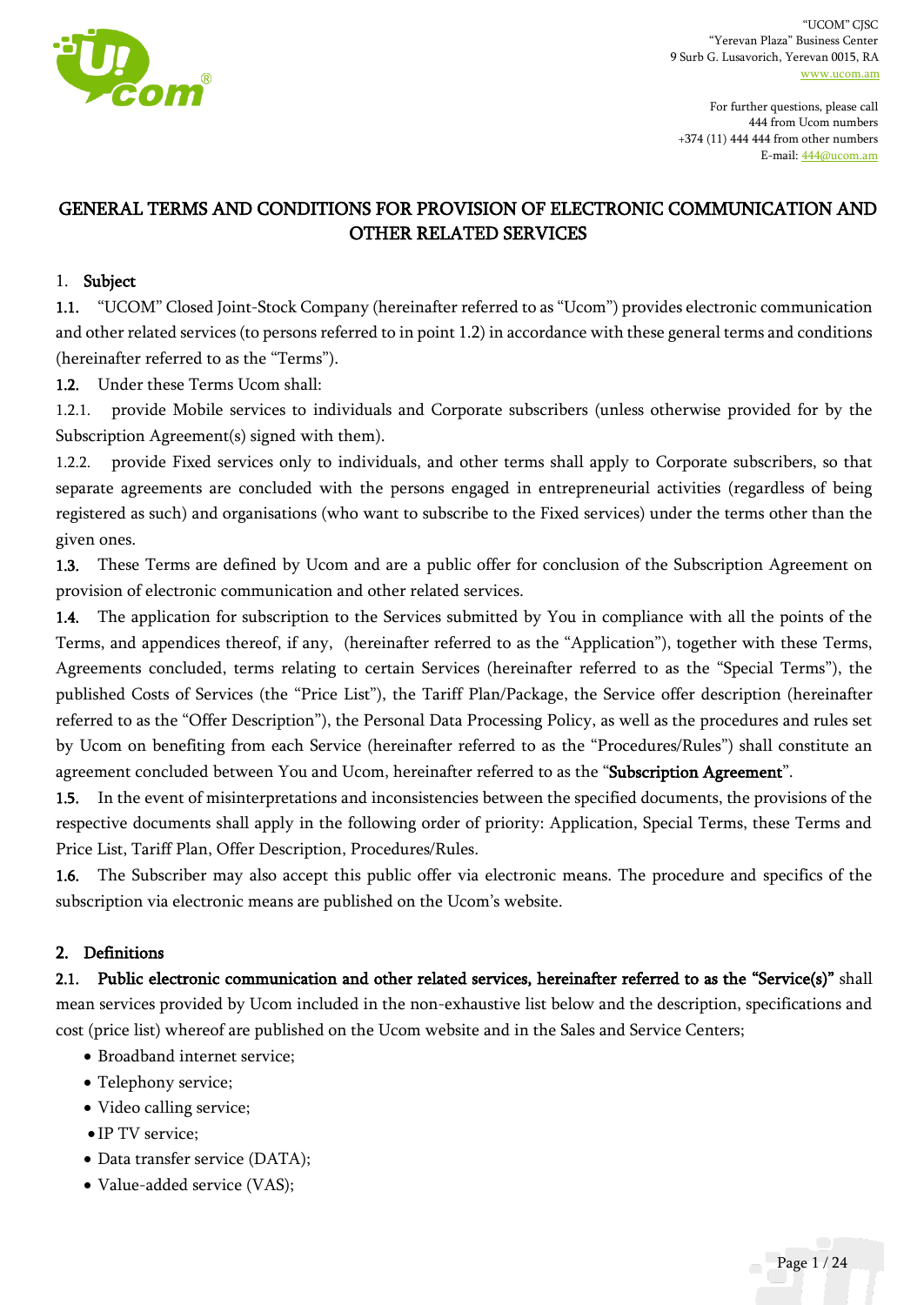"UCOM" CJSC
"Yerevan Plaza" Business Center
9 Surb G. Lusavorich, Yerevan 0015, RA
www.ucom.am

For further questions, please call
444 from Ucom numbers
+374 (11) 444 444 from other numbers
E-mail: 444@ucom.am

# GENERAL TERMS AND CONDITIONS FOR PROVISION OF ELECTRONIC COMMUNICATION AND OTHER RELATED SERVICES

## 1. Subject

**1.1.** "UCOM" Closed Joint-Stock Company (hereinafter referred to as "Ucom") provides electronic communication and other related services (to persons referred to in point 1.2) in accordance with these general terms and conditions (hereinafter referred to as the "Terms").

**1.2.** Under these Terms Ucom shall:

1.2.1. provide Mobile services to individuals and Corporate subscribers (unless otherwise provided for by the Subscription Agreement(s) signed with them).

1.2.2. provide Fixed services only to individuals, and other terms shall apply to Corporate subscribers, so that separate agreements are concluded with the persons engaged in entrepreneurial activities (regardless of being registered as such) and organisations (who want to subscribe to the Fixed services) under the terms other than the given ones.

**1.3.** These Terms are defined by Ucom and are a public offer for conclusion of the Subscription Agreement on provision of electronic communication and other related services.

**1.4.** The application for subscription to the Services submitted by You in compliance with all the points of the Terms, and appendices thereof, if any, (hereinafter referred to as the "Application"), together with these Terms, Agreements concluded, terms relating to certain Services (hereinafter referred to as the "Special Terms"), the published Costs of Services (the "Price List"), the Tariff Plan/Package, the Service offer description (hereinafter referred to as the "Offer Description"), the Personal Data Processing Policy, as well as the procedures and rules set by Ucom on benefiting from each Service (hereinafter referred to as the "Procedures/Rules") shall constitute an agreement concluded between You and Ucom, hereinafter referred to as the "**Subscription Agreement**".

**1.5.** In the event of misinterpretations and inconsistencies between the specified documents, the provisions of the respective documents shall apply in the following order of priority: Application, Special Terms, these Terms and Price List, Tariff Plan, Offer Description, Procedures/Rules.

**1.6.** The Subscriber may also accept this public offer via electronic means. The procedure and specifics of the subscription via electronic means are published on the Ucom's website.

## 2. Definitions

**2.1. Public electronic communication and other related services, hereinafter referred to as the "Service(s)"** shall mean services provided by Ucom included in the non-exhaustive list below and the description, specifications and cost (price list) whereof are published on the Ucom website and in the Sales and Service Centers;

- Broadband internet service;
- Telephony service;
- Video calling service;
- IP TV service;
- Data transfer service (DATA);
- Value-added service (VAS);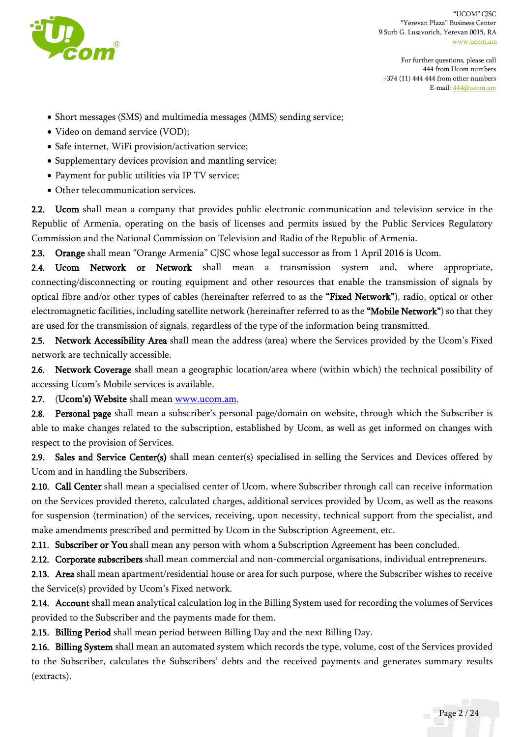- Short messages (SMS) and multimedia messages (MMS) sending service;
- Video on demand service (VOD);
- Safe internet, WiFi provision/activation service;
- Supplementary devices provision and mantling service;
- Payment for public utilities via IP TV service;
- Other telecommunication services.

**2.2. Ucom** shall mean a company that provides public electronic communication and television service in the Republic of Armenia, operating on the basis of licenses and permits issued by the Public Services Regulatory Commission and the National Commission on Television and Radio of the Republic of Armenia.

**2.3. Orange** shall mean "Orange Armenia" CJSC whose legal successor as from 1 April 2016 is Ucom.

**2.4. Ucom Network or Network** shall mean a transmission system and, where appropriate, connecting/disconnecting or routing equipment and other resources that enable the transmission of signals by optical fibre and/or other types of cables (hereinafter referred to as the **"Fixed Network"**), radio, optical or other electromagnetic facilities, including satellite network (hereinafter referred to as the **"Mobile Network"**) so that they are used for the transmission of signals, regardless of the type of the information being transmitted.

**2.5. Network Accessibility Area** shall mean the address (area) where the Services provided by the Ucom's Fixed network are technically accessible.

**2.6. Network Coverage** shall mean a geographic location/area where (within which) the technical possibility of accessing Ucom's Mobile services is available.

**2.7. (Ucom's) Website** shall mean www.ucom.am.

**2.8. Personal page** shall mean a subscriber's personal page/domain on website, through which the Subscriber is able to make changes related to the subscription, established by Ucom, as well as get informed on changes with respect to the provision of Services.

**2.9. Sales and Service Center(s)** shall mean center(s) specialised in selling the Services and Devices offered by Ucom and in handling the Subscribers.

**2.10. Call Center** shall mean a specialised center of Ucom, where Subscriber through call can receive information on the Services provided thereto, calculated charges, additional services provided by Ucom, as well as the reasons for suspension (termination) of the services, receiving, upon necessity, technical support from the specialist, and make amendments prescribed and permitted by Ucom in the Subscription Agreement, etc.

**2.11. Subscriber or You** shall mean any person with whom a Subscription Agreement has been concluded.

**2.12. Corporate subscribers** shall mean commercial and non-commercial organisations, individual entrepreneurs.

**2.13. Area** shall mean apartment/residential house or area for such purpose, where the Subscriber wishes to receive the Service(s) provided by Ucom's Fixed network.

**2.14. Account** shall mean analytical calculation log in the Billing System used for recording the volumes of Services provided to the Subscriber and the payments made for them.

**2.15. Billing Period** shall mean period between Billing Day and the next Billing Day.

**2.16. Billing System** shall mean an automated system which records the type, volume, cost of the Services provided to the Subscriber, calculates the Subscribers' debts and the received payments and generates summary results (extracts).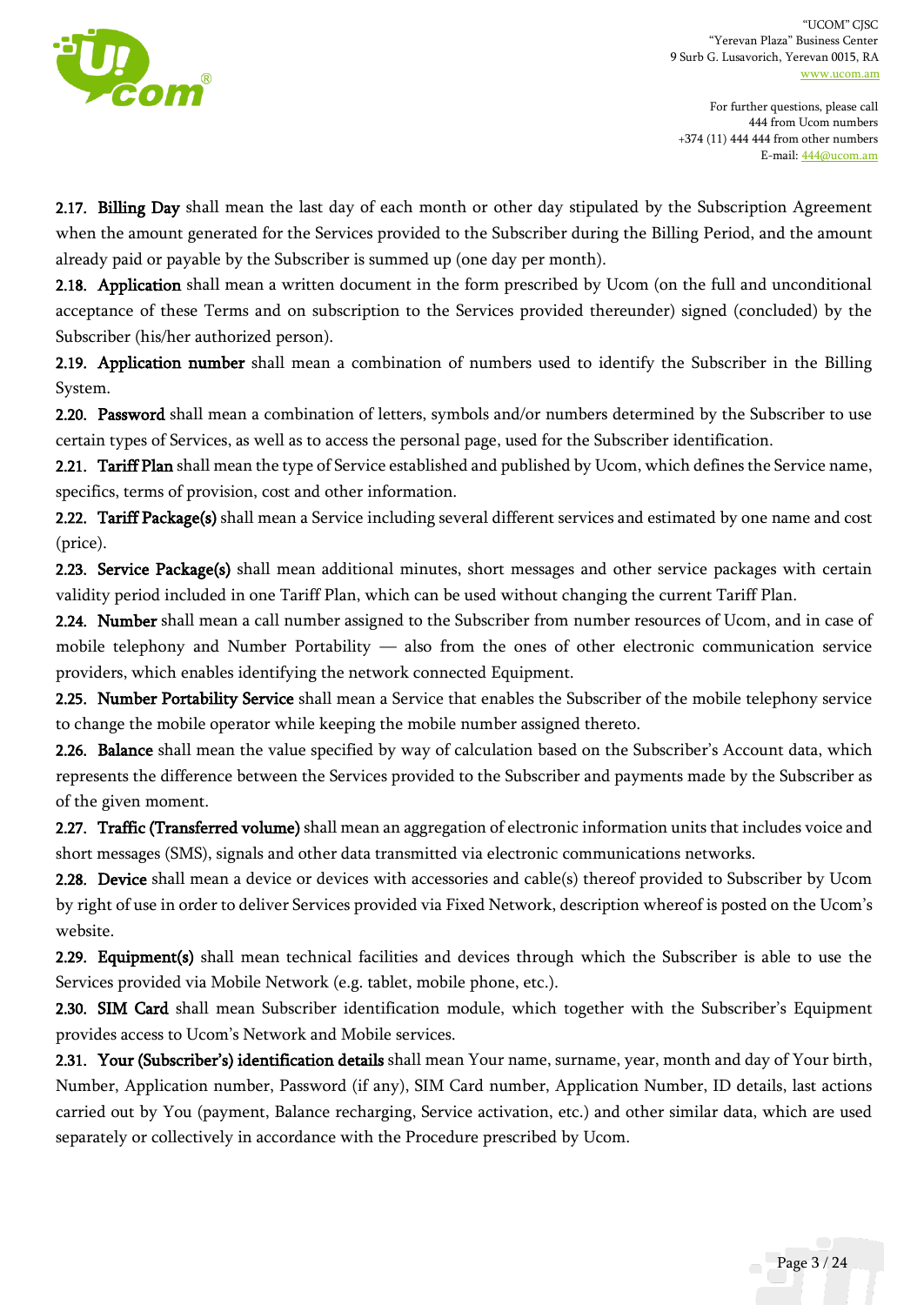**2.17. Billing Day** shall mean the last day of each month or other day stipulated by the Subscription Agreement when the amount generated for the Services provided to the Subscriber during the Billing Period, and the amount already paid or payable by the Subscriber is summed up (one day per month).

**2.18. Application** shall mean a written document in the form prescribed by Ucom (on the full and unconditional acceptance of these Terms and on subscription to the Services provided thereunder) signed (concluded) by the Subscriber (his/her authorized person).

**2.19. Application number** shall mean a combination of numbers used to identify the Subscriber in the Billing System.

**2.20. Password** shall mean a combination of letters, symbols and/or numbers determined by the Subscriber to use certain types of Services, as well as to access the personal page, used for the Subscriber identification.

**2.21. Tariff Plan** shall mean the type of Service established and published by Ucom, which defines the Service name, specifics, terms of provision, cost and other information.

**2.22. Tariff Package(s)** shall mean a Service including several different services and estimated by one name and cost (price).

**2.23. Service Package(s)** shall mean additional minutes, short messages and other service packages with certain validity period included in one Tariff Plan, which can be used without changing the current Tariff Plan.

**2.24. Number** shall mean a call number assigned to the Subscriber from number resources of Ucom, and in case of mobile telephony and Number Portability — also from the ones of other electronic communication service providers, which enables identifying the network connected Equipment.

**2.25. Number Portability Service** shall mean a Service that enables the Subscriber of the mobile telephony service to change the mobile operator while keeping the mobile number assigned thereto.

**2.26. Balance** shall mean the value specified by way of calculation based on the Subscriber's Account data, which represents the difference between the Services provided to the Subscriber and payments made by the Subscriber as of the given moment.

**2.27. Traffic (Transferred volume)** shall mean an aggregation of electronic information units that includes voice and short messages (SMS), signals and other data transmitted via electronic communications networks.

**2.28. Device** shall mean a device or devices with accessories and cable(s) thereof provided to Subscriber by Ucom by right of use in order to deliver Services provided via Fixed Network, description whereof is posted on the Ucom's website.

**2.29. Equipment(s)** shall mean technical facilities and devices through which the Subscriber is able to use the Services provided via Mobile Network (e.g. tablet, mobile phone, etc.).

**2.30. SIM Card** shall mean Subscriber identification module, which together with the Subscriber's Equipment provides access to Ucom's Network and Mobile services.

**2.31. Your (Subscriber's) identification details** shall mean Your name, surname, year, month and day of Your birth, Number, Application number, Password (if any), SIM Card number, Application Number, ID details, last actions carried out by You (payment, Balance recharging, Service activation, etc.) and other similar data, which are used separately or collectively in accordance with the Procedure prescribed by Ucom.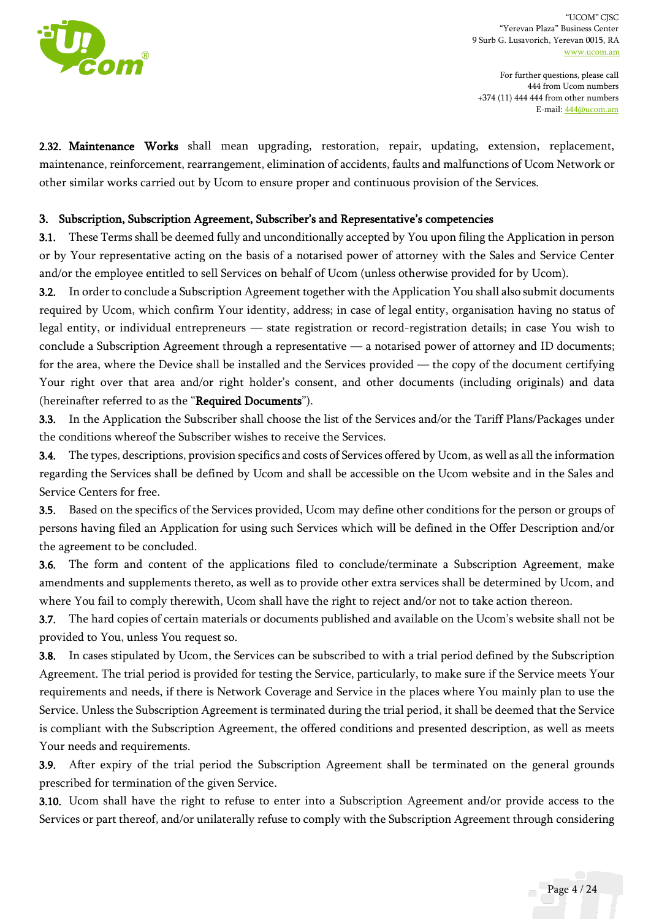**2.32. Maintenance Works** shall mean upgrading, restoration, repair, updating, extension, replacement, maintenance, reinforcement, rearrangement, elimination of accidents, faults and malfunctions of Ucom Network or other similar works carried out by Ucom to ensure proper and continuous provision of the Services.

## 3. Subscription, Subscription Agreement, Subscriber's and Representative's competencies

**3.1.** These Terms shall be deemed fully and unconditionally accepted by You upon filing the Application in person or by Your representative acting on the basis of a notarised power of attorney with the Sales and Service Center and/or the employee entitled to sell Services on behalf of Ucom (unless otherwise provided for by Ucom).

**3.2.** In order to conclude a Subscription Agreement together with the Application You shall also submit documents required by Ucom, which confirm Your identity, address; in case of legal entity, organisation having no status of legal entity, or individual entrepreneurs — state registration or record-registration details; in case You wish to conclude a Subscription Agreement through a representative — a notarised power of attorney and ID documents; for the area, where the Device shall be installed and the Services provided — the copy of the document certifying Your right over that area and/or right holder's consent, and other documents (including originals) and data (hereinafter referred to as the "**Required Documents**").

**3.3.** In the Application the Subscriber shall choose the list of the Services and/or the Tariff Plans/Packages under the conditions whereof the Subscriber wishes to receive the Services.

**3.4.** The types, descriptions, provision specifics and costs of Services offered by Ucom, as well as all the information regarding the Services shall be defined by Ucom and shall be accessible on the Ucom website and in the Sales and Service Centers for free.

**3.5.** Based on the specifics of the Services provided, Ucom may define other conditions for the person or groups of persons having filed an Application for using such Services which will be defined in the Offer Description and/or the agreement to be concluded.

**3.6.** The form and content of the applications filed to conclude/terminate a Subscription Agreement, make amendments and supplements thereto, as well as to provide other extra services shall be determined by Ucom, and where You fail to comply therewith, Ucom shall have the right to reject and/or not to take action thereon.

**3.7.** The hard copies of certain materials or documents published and available on the Ucom's website shall not be provided to You, unless You request so.

**3.8.** In cases stipulated by Ucom, the Services can be subscribed to with a trial period defined by the Subscription Agreement. The trial period is provided for testing the Service, particularly, to make sure if the Service meets Your requirements and needs, if there is Network Coverage and Service in the places where You mainly plan to use the Service. Unless the Subscription Agreement is terminated during the trial period, it shall be deemed that the Service is compliant with the Subscription Agreement, the offered conditions and presented description, as well as meets Your needs and requirements.

**3.9.** After expiry of the trial period the Subscription Agreement shall be terminated on the general grounds prescribed for termination of the given Service.

**3.10.** Ucom shall have the right to refuse to enter into a Subscription Agreement and/or provide access to the Services or part thereof, and/or unilaterally refuse to comply with the Subscription Agreement through considering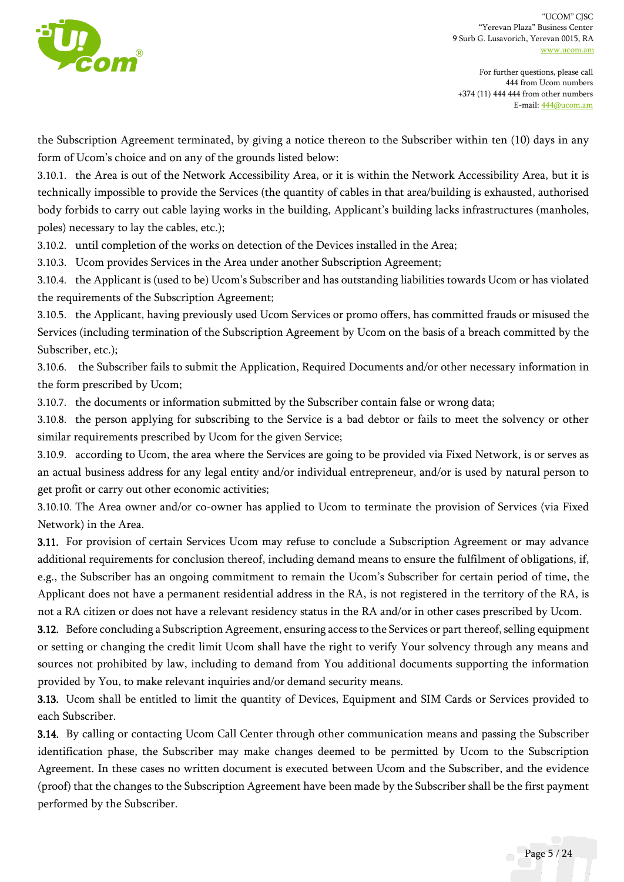the Subscription Agreement terminated, by giving a notice thereon to the Subscriber within ten (10) days in any form of Ucom's choice and on any of the grounds listed below:

3.10.1. the Area is out of the Network Accessibility Area, or it is within the Network Accessibility Area, but it is technically impossible to provide the Services (the quantity of cables in that area/building is exhausted, authorised body forbids to carry out cable laying works in the building, Applicant's building lacks infrastructures (manholes, poles) necessary to lay the cables, etc.);

3.10.2. until completion of the works on detection of the Devices installed in the Area;

3.10.3. Ucom provides Services in the Area under another Subscription Agreement;

3.10.4. the Applicant is (used to be) Ucom's Subscriber and has outstanding liabilities towards Ucom or has violated the requirements of the Subscription Agreement;

3.10.5. the Applicant, having previously used Ucom Services or promo offers, has committed frauds or misused the Services (including termination of the Subscription Agreement by Ucom on the basis of a breach committed by the Subscriber, etc.);

3.10.6. the Subscriber fails to submit the Application, Required Documents and/or other necessary information in the form prescribed by Ucom;

3.10.7. the documents or information submitted by the Subscriber contain false or wrong data;

3.10.8. the person applying for subscribing to the Service is a bad debtor or fails to meet the solvency or other similar requirements prescribed by Ucom for the given Service;

3.10.9. according to Ucom, the area where the Services are going to be provided via Fixed Network, is or serves as an actual business address for any legal entity and/or individual entrepreneur, and/or is used by natural person to get profit or carry out other economic activities;

3.10.10. The Area owner and/or co-owner has applied to Ucom to terminate the provision of Services (via Fixed Network) in the Area.

**3.11.** For provision of certain Services Ucom may refuse to conclude a Subscription Agreement or may advance additional requirements for conclusion thereof, including demand means to ensure the fulfilment of obligations, if, e.g., the Subscriber has an ongoing commitment to remain the Ucom's Subscriber for certain period of time, the Applicant does not have a permanent residential address in the RA, is not registered in the territory of the RA, is not a RA citizen or does not have a relevant residency status in the RA and/or in other cases prescribed by Ucom.

**3.12.** Before concluding a Subscription Agreement, ensuring access to the Services or part thereof, selling equipment or setting or changing the credit limit Ucom shall have the right to verify Your solvency through any means and sources not prohibited by law, including to demand from You additional documents supporting the information provided by You, to make relevant inquiries and/or demand security means.

**3.13.** Ucom shall be entitled to limit the quantity of Devices, Equipment and SIM Cards or Services provided to each Subscriber.

**3.14.** By calling or contacting Ucom Call Center through other communication means and passing the Subscriber identification phase, the Subscriber may make changes deemed to be permitted by Ucom to the Subscription Agreement. In these cases no written document is executed between Ucom and the Subscriber, and the evidence (proof) that the changes to the Subscription Agreement have been made by the Subscriber shall be the first payment performed by the Subscriber.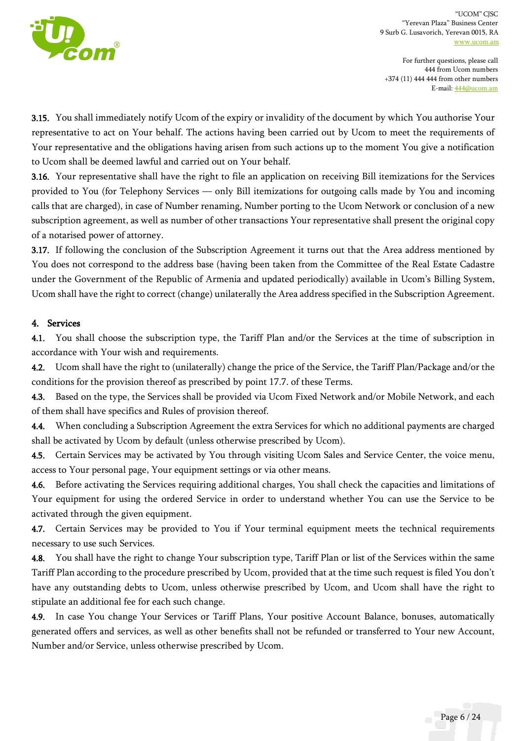**3.15.** You shall immediately notify Ucom of the expiry or invalidity of the document by which You authorise Your representative to act on Your behalf. The actions having been carried out by Ucom to meet the requirements of Your representative and the obligations having arisen from such actions up to the moment You give a notification to Ucom shall be deemed lawful and carried out on Your behalf.

**3.16.** Your representative shall have the right to file an application on receiving Bill itemizations for the Services provided to You (for Telephony Services — only Bill itemizations for outgoing calls made by You and incoming calls that are charged), in case of Number renaming, Number porting to the Ucom Network or conclusion of a new subscription agreement, as well as number of other transactions Your representative shall present the original copy of a notarised power of attorney.

**3.17.** If following the conclusion of the Subscription Agreement it turns out that the Area address mentioned by You does not correspond to the address base (having been taken from the Committee of the Real Estate Cadastre under the Government of the Republic of Armenia and updated periodically) available in Ucom's Billing System, Ucom shall have the right to correct (change) unilaterally the Area address specified in the Subscription Agreement.

## 4. Services

**4.1.** You shall choose the subscription type, the Tariff Plan and/or the Services at the time of subscription in accordance with Your wish and requirements.

**4.2.** Ucom shall have the right to (unilaterally) change the price of the Service, the Tariff Plan/Package and/or the conditions for the provision thereof as prescribed by point 17.7. of these Terms.

**4.3.** Based on the type, the Services shall be provided via Ucom Fixed Network and/or Mobile Network, and each of them shall have specifics and Rules of provision thereof.

**4.4.** When concluding a Subscription Agreement the extra Services for which no additional payments are charged shall be activated by Ucom by default (unless otherwise prescribed by Ucom).

**4.5.** Certain Services may be activated by You through visiting Ucom Sales and Service Center, the voice menu, access to Your personal page, Your equipment settings or via other means.

**4.6.** Before activating the Services requiring additional charges, You shall check the capacities and limitations of Your equipment for using the ordered Service in order to understand whether You can use the Service to be activated through the given equipment.

**4.7.** Certain Services may be provided to You if Your terminal equipment meets the technical requirements necessary to use such Services.

**4.8.** You shall have the right to change Your subscription type, Tariff Plan or list of the Services within the same Tariff Plan according to the procedure prescribed by Ucom, provided that at the time such request is filed You don't have any outstanding debts to Ucom, unless otherwise prescribed by Ucom, and Ucom shall have the right to stipulate an additional fee for each such change.

**4.9.** In case You change Your Services or Tariff Plans, Your positive Account Balance, bonuses, automatically generated offers and services, as well as other benefits shall not be refunded or transferred to Your new Account, Number and/or Service, unless otherwise prescribed by Ucom.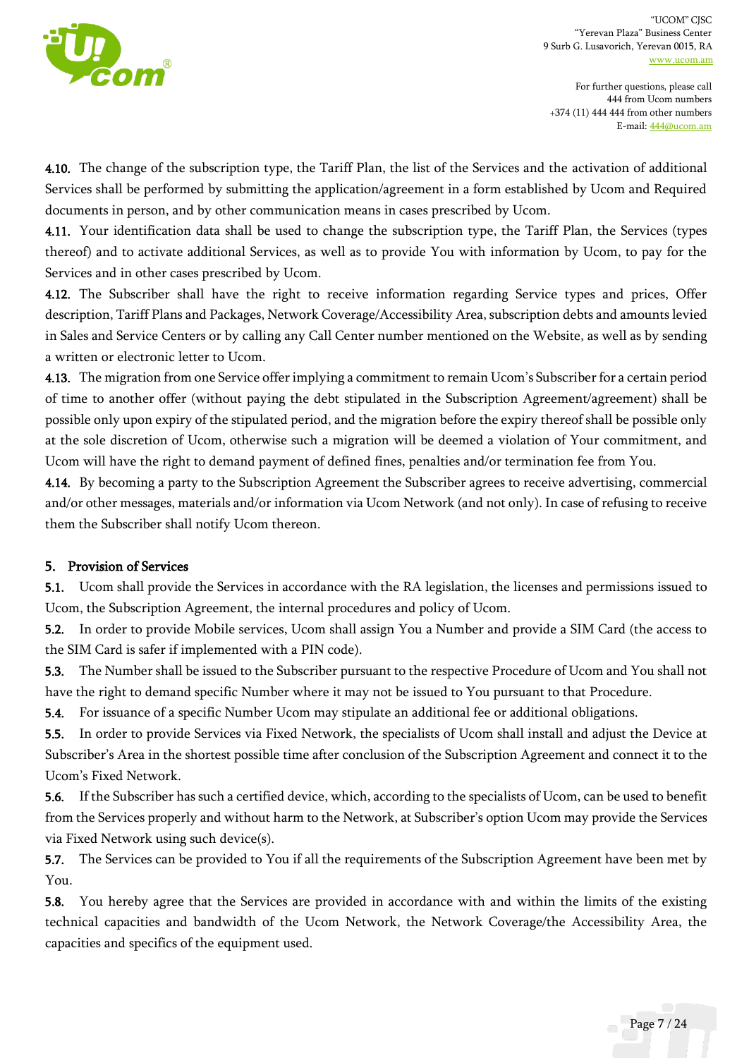**4.10.** The change of the subscription type, the Tariff Plan, the list of the Services and the activation of additional Services shall be performed by submitting the application/agreement in a form established by Ucom and Required documents in person, and by other communication means in cases prescribed by Ucom.

**4.11.** Your identification data shall be used to change the subscription type, the Tariff Plan, the Services (types thereof) and to activate additional Services, as well as to provide You with information by Ucom, to pay for the Services and in other cases prescribed by Ucom.

**4.12.** The Subscriber shall have the right to receive information regarding Service types and prices, Offer description, Tariff Plans and Packages, Network Coverage/Accessibility Area, subscription debts and amounts levied in Sales and Service Centers or by calling any Call Center number mentioned on the Website, as well as by sending a written or electronic letter to Ucom.

**4.13.** The migration from one Service offer implying a commitment to remain Ucom's Subscriber for a certain period of time to another offer (without paying the debt stipulated in the Subscription Agreement/agreement) shall be possible only upon expiry of the stipulated period, and the migration before the expiry thereof shall be possible only at the sole discretion of Ucom, otherwise such a migration will be deemed a violation of Your commitment, and Ucom will have the right to demand payment of defined fines, penalties and/or termination fee from You.

**4.14.** By becoming a party to the Subscription Agreement the Subscriber agrees to receive advertising, commercial and/or other messages, materials and/or information via Ucom Network (and not only). In case of refusing to receive them the Subscriber shall notify Ucom thereon.

## 5. Provision of Services

**5.1.** Ucom shall provide the Services in accordance with the RA legislation, the licenses and permissions issued to Ucom, the Subscription Agreement, the internal procedures and policy of Ucom.

**5.2.** In order to provide Mobile services, Ucom shall assign You a Number and provide a SIM Card (the access to the SIM Card is safer if implemented with a PIN code).

**5.3.** The Number shall be issued to the Subscriber pursuant to the respective Procedure of Ucom and You shall not have the right to demand specific Number where it may not be issued to You pursuant to that Procedure.

**5.4.** For issuance of a specific Number Ucom may stipulate an additional fee or additional obligations.

**5.5.** In order to provide Services via Fixed Network, the specialists of Ucom shall install and adjust the Device at Subscriber's Area in the shortest possible time after conclusion of the Subscription Agreement and connect it to the Ucom's Fixed Network.

**5.6.** If the Subscriber has such a certified device, which, according to the specialists of Ucom, can be used to benefit from the Services properly and without harm to the Network, at Subscriber's option Ucom may provide the Services via Fixed Network using such device(s).

**5.7.** The Services can be provided to You if all the requirements of the Subscription Agreement have been met by You.

**5.8.** You hereby agree that the Services are provided in accordance with and within the limits of the existing technical capacities and bandwidth of the Ucom Network, the Network Coverage/the Accessibility Area, the capacities and specifics of the equipment used.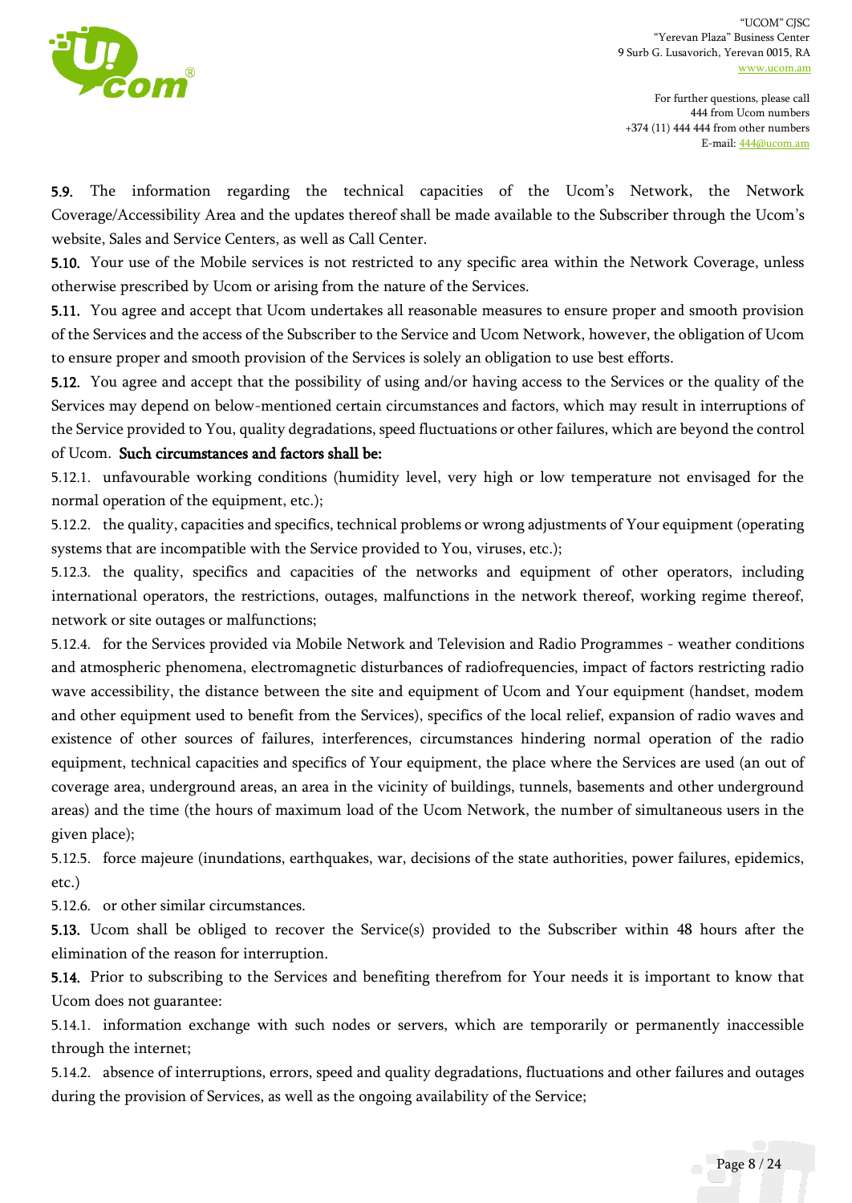**5.9.** The information regarding the technical capacities of the Ucom's Network, the Network Coverage/Accessibility Area and the updates thereof shall be made available to the Subscriber through the Ucom's website, Sales and Service Centers, as well as Call Center.

**5.10.** Your use of the Mobile services is not restricted to any specific area within the Network Coverage, unless otherwise prescribed by Ucom or arising from the nature of the Services.

**5.11.** You agree and accept that Ucom undertakes all reasonable measures to ensure proper and smooth provision of the Services and the access of the Subscriber to the Service and Ucom Network, however, the obligation of Ucom to ensure proper and smooth provision of the Services is solely an obligation to use best efforts.

**5.12.** You agree and accept that the possibility of using and/or having access to the Services or the quality of the Services may depend on below-mentioned certain circumstances and factors, which may result in interruptions of the Service provided to You, quality degradations, speed fluctuations or other failures, which are beyond the control of Ucom. **Such circumstances and factors shall be:**

5.12.1. unfavourable working conditions (humidity level, very high or low temperature not envisaged for the normal operation of the equipment, etc.);

5.12.2. the quality, capacities and specifics, technical problems or wrong adjustments of Your equipment (operating systems that are incompatible with the Service provided to You, viruses, etc.);

5.12.3. the quality, specifics and capacities of the networks and equipment of other operators, including international operators, the restrictions, outages, malfunctions in the network thereof, working regime thereof, network or site outages or malfunctions;

5.12.4. for the Services provided via Mobile Network and Television and Radio Programmes - weather conditions and atmospheric phenomena, electromagnetic disturbances of radiofrequencies, impact of factors restricting radio wave accessibility, the distance between the site and equipment of Ucom and Your equipment (handset, modem and other equipment used to benefit from the Services), specifics of the local relief, expansion of radio waves and existence of other sources of failures, interferences, circumstances hindering normal operation of the radio equipment, technical capacities and specifics of Your equipment, the place where the Services are used (an out of coverage area, underground areas, an area in the vicinity of buildings, tunnels, basements and other underground areas) and the time (the hours of maximum load of the Ucom Network, the number of simultaneous users in the given place);

5.12.5. force majeure (inundations, earthquakes, war, decisions of the state authorities, power failures, epidemics, etc.)

5.12.6. or other similar circumstances.

**5.13.** Ucom shall be obliged to recover the Service(s) provided to the Subscriber within 48 hours after the elimination of the reason for interruption.

**5.14.** Prior to subscribing to the Services and benefiting therefrom for Your needs it is important to know that Ucom does not guarantee:

5.14.1. information exchange with such nodes or servers, which are temporarily or permanently inaccessible through the internet;

5.14.2. absence of interruptions, errors, speed and quality degradations, fluctuations and other failures and outages during the provision of Services, as well as the ongoing availability of the Service;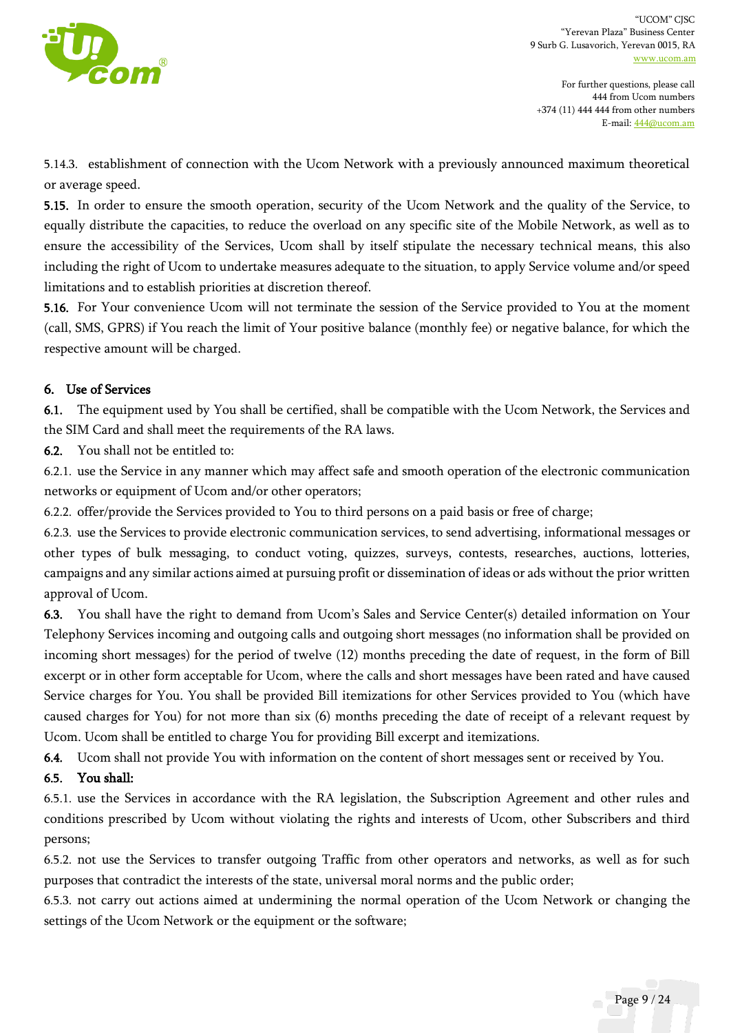5.14.3. establishment of connection with the Ucom Network with a previously announced maximum theoretical or average speed.

**5.15.** In order to ensure the smooth operation, security of the Ucom Network and the quality of the Service, to equally distribute the capacities, to reduce the overload on any specific site of the Mobile Network, as well as to ensure the accessibility of the Services, Ucom shall by itself stipulate the necessary technical means, this also including the right of Ucom to undertake measures adequate to the situation, to apply Service volume and/or speed limitations and to establish priorities at discretion thereof.

**5.16.** For Your convenience Ucom will not terminate the session of the Service provided to You at the moment (call, SMS, GPRS) if You reach the limit of Your positive balance (monthly fee) or negative balance, for which the respective amount will be charged.

## 6. Use of Services

**6.1.** The equipment used by You shall be certified, shall be compatible with the Ucom Network, the Services and the SIM Card and shall meet the requirements of the RA laws.

**6.2.** You shall not be entitled to:

6.2.1. use the Service in any manner which may affect safe and smooth operation of the electronic communication networks or equipment of Ucom and/or other operators;

6.2.2. offer/provide the Services provided to You to third persons on a paid basis or free of charge;

6.2.3. use the Services to provide electronic communication services, to send advertising, informational messages or other types of bulk messaging, to conduct voting, quizzes, surveys, contests, researches, auctions, lotteries, campaigns and any similar actions aimed at pursuing profit or dissemination of ideas or ads without the prior written approval of Ucom.

**6.3.** You shall have the right to demand from Ucom's Sales and Service Center(s) detailed information on Your Telephony Services incoming and outgoing calls and outgoing short messages (no information shall be provided on incoming short messages) for the period of twelve (12) months preceding the date of request, in the form of Bill excerpt or in other form acceptable for Ucom, where the calls and short messages have been rated and have caused Service charges for You. You shall be provided Bill itemizations for other Services provided to You (which have caused charges for You) for not more than six (6) months preceding the date of receipt of a relevant request by Ucom. Ucom shall be entitled to charge You for providing Bill excerpt and itemizations.

**6.4.** Ucom shall not provide You with information on the content of short messages sent or received by You.

**6.5. You shall:**

6.5.1. use the Services in accordance with the RA legislation, the Subscription Agreement and other rules and conditions prescribed by Ucom without violating the rights and interests of Ucom, other Subscribers and third persons;

6.5.2. not use the Services to transfer outgoing Traffic from other operators and networks, as well as for such purposes that contradict the interests of the state, universal moral norms and the public order;

6.5.3. not carry out actions aimed at undermining the normal operation of the Ucom Network or changing the settings of the Ucom Network or the equipment or the software;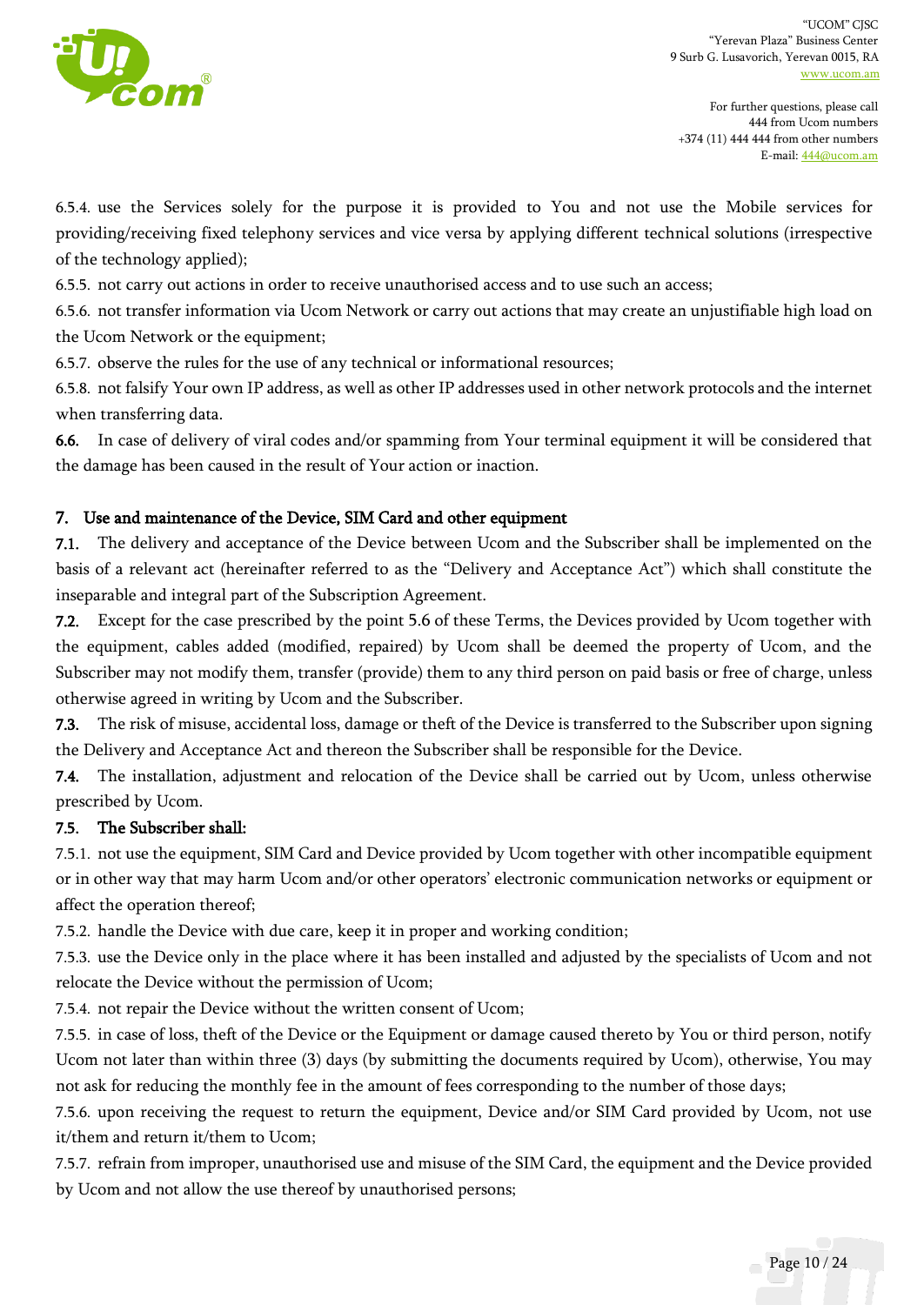6.5.4. use the Services solely for the purpose it is provided to You and not use the Mobile services for providing/receiving fixed telephony services and vice versa by applying different technical solutions (irrespective of the technology applied);

6.5.5. not carry out actions in order to receive unauthorised access and to use such an access;

6.5.6. not transfer information via Ucom Network or carry out actions that may create an unjustifiable high load on the Ucom Network or the equipment;

6.5.7. observe the rules for the use of any technical or informational resources;

6.5.8. not falsify Your own IP address, as well as other IP addresses used in other network protocols and the internet when transferring data.

**6.6.** In case of delivery of viral codes and/or spamming from Your terminal equipment it will be considered that the damage has been caused in the result of Your action or inaction.

## 7. Use and maintenance of the Device, SIM Card and other equipment

**7.1.** The delivery and acceptance of the Device between Ucom and the Subscriber shall be implemented on the basis of a relevant act (hereinafter referred to as the "Delivery and Acceptance Act") which shall constitute the inseparable and integral part of the Subscription Agreement.

**7.2.** Except for the case prescribed by the point 5.6 of these Terms, the Devices provided by Ucom together with the equipment, cables added (modified, repaired) by Ucom shall be deemed the property of Ucom, and the Subscriber may not modify them, transfer (provide) them to any third person on paid basis or free of charge, unless otherwise agreed in writing by Ucom and the Subscriber.

**7.3.** The risk of misuse, accidental loss, damage or theft of the Device is transferred to the Subscriber upon signing the Delivery and Acceptance Act and thereon the Subscriber shall be responsible for the Device.

**7.4.** The installation, adjustment and relocation of the Device shall be carried out by Ucom, unless otherwise prescribed by Ucom.

**7.5. The Subscriber shall:**

7.5.1. not use the equipment, SIM Card and Device provided by Ucom together with other incompatible equipment or in other way that may harm Ucom and/or other operators' electronic communication networks or equipment or affect the operation thereof;

7.5.2. handle the Device with due care, keep it in proper and working condition;

7.5.3. use the Device only in the place where it has been installed and adjusted by the specialists of Ucom and not relocate the Device without the permission of Ucom;

7.5.4. not repair the Device without the written consent of Ucom;

7.5.5. in case of loss, theft of the Device or the Equipment or damage caused thereto by You or third person, notify Ucom not later than within three (3) days (by submitting the documents required by Ucom), otherwise, You may not ask for reducing the monthly fee in the amount of fees corresponding to the number of those days;

7.5.6. upon receiving the request to return the equipment, Device and/or SIM Card provided by Ucom, not use it/them and return it/them to Ucom;

7.5.7. refrain from improper, unauthorised use and misuse of the SIM Card, the equipment and the Device provided by Ucom and not allow the use thereof by unauthorised persons;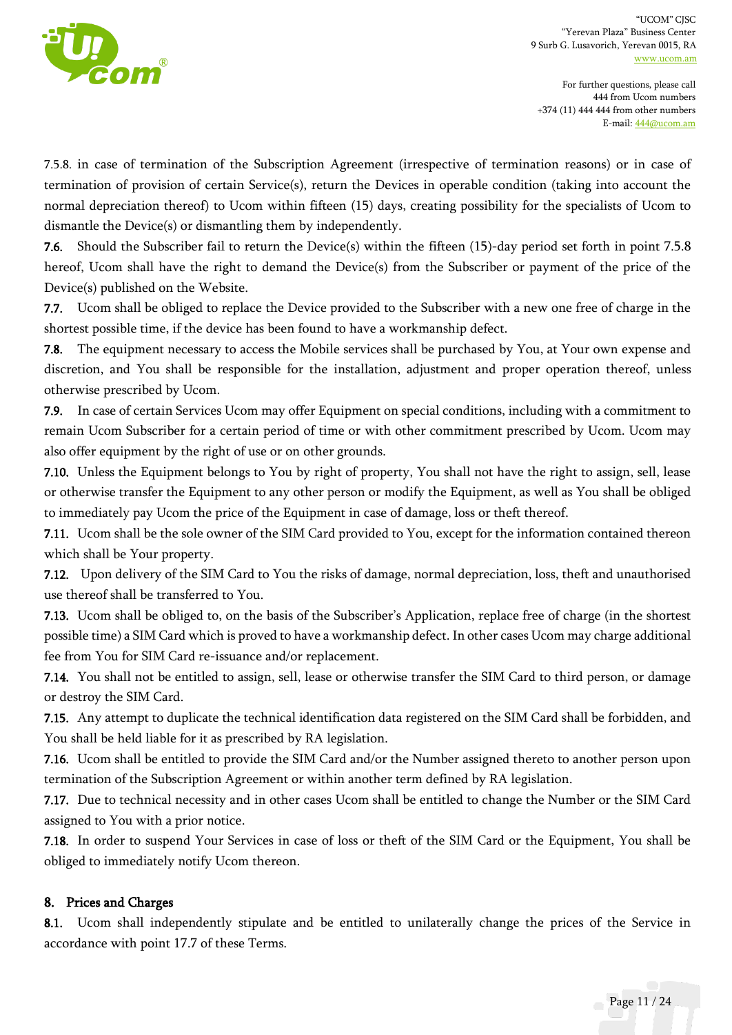7.5.8. in case of termination of the Subscription Agreement (irrespective of termination reasons) or in case of termination of provision of certain Service(s), return the Devices in operable condition (taking into account the normal depreciation thereof) to Ucom within fifteen (15) days, creating possibility for the specialists of Ucom to dismantle the Device(s) or dismantling them by independently.

**7.6.** Should the Subscriber fail to return the Device(s) within the fifteen (15)-day period set forth in point 7.5.8 hereof, Ucom shall have the right to demand the Device(s) from the Subscriber or payment of the price of the Device(s) published on the Website.

**7.7.** Ucom shall be obliged to replace the Device provided to the Subscriber with a new one free of charge in the shortest possible time, if the device has been found to have a workmanship defect.

**7.8.** The equipment necessary to access the Mobile services shall be purchased by You, at Your own expense and discretion, and You shall be responsible for the installation, adjustment and proper operation thereof, unless otherwise prescribed by Ucom.

**7.9.** In case of certain Services Ucom may offer Equipment on special conditions, including with a commitment to remain Ucom Subscriber for a certain period of time or with other commitment prescribed by Ucom. Ucom may also offer equipment by the right of use or on other grounds.

**7.10.** Unless the Equipment belongs to You by right of property, You shall not have the right to assign, sell, lease or otherwise transfer the Equipment to any other person or modify the Equipment, as well as You shall be obliged to immediately pay Ucom the price of the Equipment in case of damage, loss or theft thereof.

**7.11.** Ucom shall be the sole owner of the SIM Card provided to You, except for the information contained thereon which shall be Your property.

**7.12.** Upon delivery of the SIM Card to You the risks of damage, normal depreciation, loss, theft and unauthorised use thereof shall be transferred to You.

**7.13.** Ucom shall be obliged to, on the basis of the Subscriber's Application, replace free of charge (in the shortest possible time) a SIM Card which is proved to have a workmanship defect. In other cases Ucom may charge additional fee from You for SIM Card re-issuance and/or replacement.

**7.14.** You shall not be entitled to assign, sell, lease or otherwise transfer the SIM Card to third person, or damage or destroy the SIM Card.

**7.15.** Any attempt to duplicate the technical identification data registered on the SIM Card shall be forbidden, and You shall be held liable for it as prescribed by RA legislation.

**7.16.** Ucom shall be entitled to provide the SIM Card and/or the Number assigned thereto to another person upon termination of the Subscription Agreement or within another term defined by RA legislation.

**7.17.** Due to technical necessity and in other cases Ucom shall be entitled to change the Number or the SIM Card assigned to You with a prior notice.

**7.18.** In order to suspend Your Services in case of loss or theft of the SIM Card or the Equipment, You shall be obliged to immediately notify Ucom thereon.

## 8. Prices and Charges

**8.1.** Ucom shall independently stipulate and be entitled to unilaterally change the prices of the Service in accordance with point 17.7 of these Terms.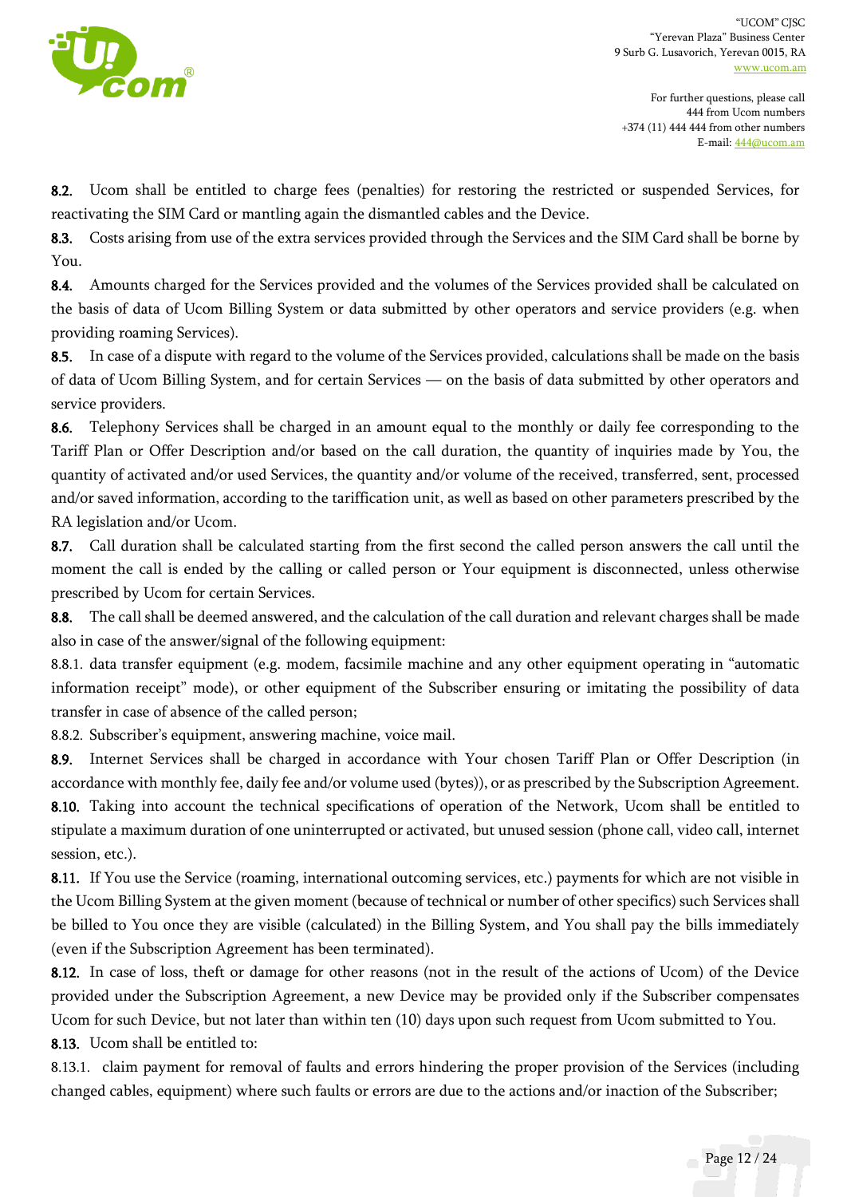**8.2.** Ucom shall be entitled to charge fees (penalties) for restoring the restricted or suspended Services, for reactivating the SIM Card or mantling again the dismantled cables and the Device.

**8.3.** Costs arising from use of the extra services provided through the Services and the SIM Card shall be borne by You.

**8.4.** Amounts charged for the Services provided and the volumes of the Services provided shall be calculated on the basis of data of Ucom Billing System or data submitted by other operators and service providers (e.g. when providing roaming Services).

**8.5.** In case of a dispute with regard to the volume of the Services provided, calculations shall be made on the basis of data of Ucom Billing System, and for certain Services — on the basis of data submitted by other operators and service providers.

**8.6.** Telephony Services shall be charged in an amount equal to the monthly or daily fee corresponding to the Tariff Plan or Offer Description and/or based on the call duration, the quantity of inquiries made by You, the quantity of activated and/or used Services, the quantity and/or volume of the received, transferred, sent, processed and/or saved information, according to the tariffication unit, as well as based on other parameters prescribed by the RA legislation and/or Ucom.

**8.7.** Call duration shall be calculated starting from the first second the called person answers the call until the moment the call is ended by the calling or called person or Your equipment is disconnected, unless otherwise prescribed by Ucom for certain Services.

**8.8.** The call shall be deemed answered, and the calculation of the call duration and relevant charges shall be made also in case of the answer/signal of the following equipment:

8.8.1. data transfer equipment (e.g. modem, facsimile machine and any other equipment operating in "automatic information receipt" mode), or other equipment of the Subscriber ensuring or imitating the possibility of data transfer in case of absence of the called person;

8.8.2. Subscriber's equipment, answering machine, voice mail.

**8.9.** Internet Services shall be charged in accordance with Your chosen Tariff Plan or Offer Description (in accordance with monthly fee, daily fee and/or volume used (bytes)), or as prescribed by the Subscription Agreement.

**8.10.** Taking into account the technical specifications of operation of the Network, Ucom shall be entitled to stipulate a maximum duration of one uninterrupted or activated, but unused session (phone call, video call, internet session, etc.).

**8.11.** If You use the Service (roaming, international outcoming services, etc.) payments for which are not visible in the Ucom Billing System at the given moment (because of technical or number of other specifics) such Services shall be billed to You once they are visible (calculated) in the Billing System, and You shall pay the bills immediately (even if the Subscription Agreement has been terminated).

**8.12.** In case of loss, theft or damage for other reasons (not in the result of the actions of Ucom) of the Device provided under the Subscription Agreement, a new Device may be provided only if the Subscriber compensates Ucom for such Device, but not later than within ten (10) days upon such request from Ucom submitted to You.

**8.13.** Ucom shall be entitled to:

8.13.1. claim payment for removal of faults and errors hindering the proper provision of the Services (including changed cables, equipment) where such faults or errors are due to the actions and/or inaction of the Subscriber;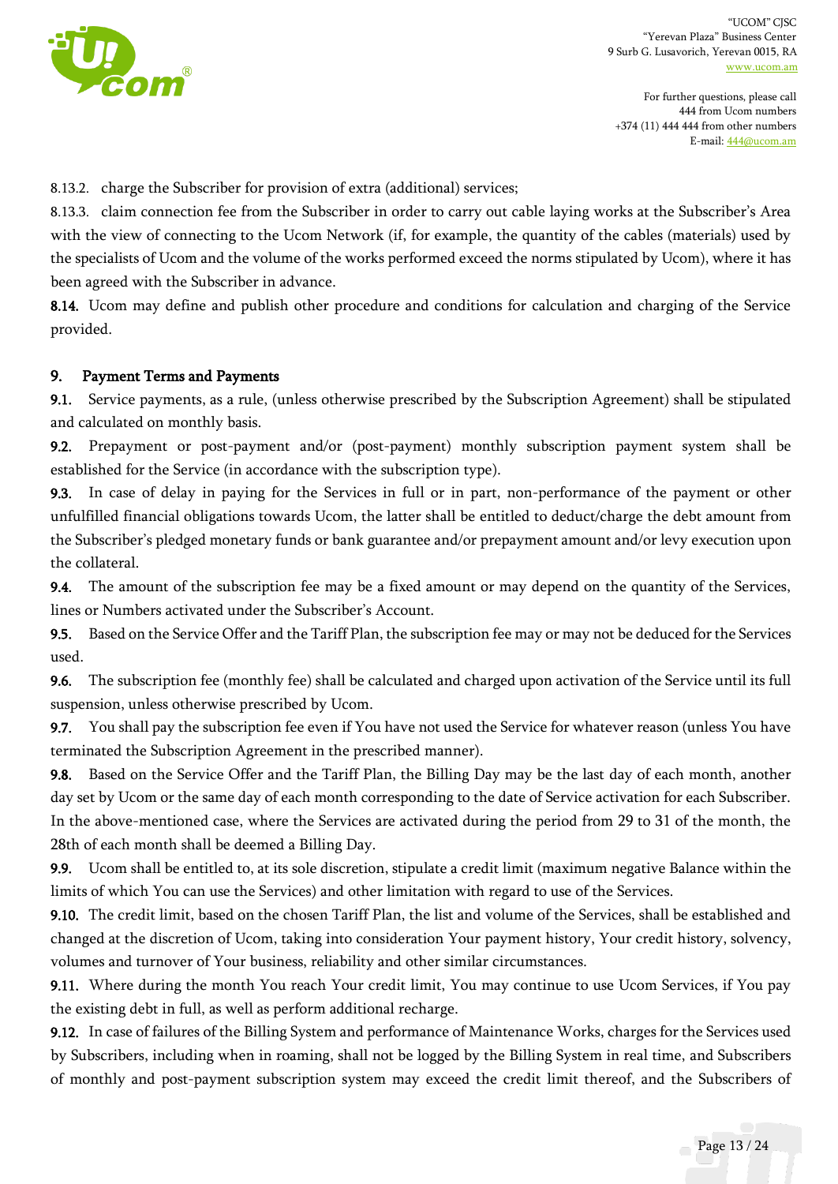8.13.2. charge the Subscriber for provision of extra (additional) services;

8.13.3. claim connection fee from the Subscriber in order to carry out cable laying works at the Subscriber's Area with the view of connecting to the Ucom Network (if, for example, the quantity of the cables (materials) used by the specialists of Ucom and the volume of the works performed exceed the norms stipulated by Ucom), where it has been agreed with the Subscriber in advance.

**8.14.** Ucom may define and publish other procedure and conditions for calculation and charging of the Service provided.

## 9. Payment Terms and Payments

**9.1.** Service payments, as a rule, (unless otherwise prescribed by the Subscription Agreement) shall be stipulated and calculated on monthly basis.

**9.2.** Prepayment or post-payment and/or (post-payment) monthly subscription payment system shall be established for the Service (in accordance with the subscription type).

**9.3.** In case of delay in paying for the Services in full or in part, non-performance of the payment or other unfulfilled financial obligations towards Ucom, the latter shall be entitled to deduct/charge the debt amount from the Subscriber's pledged monetary funds or bank guarantee and/or prepayment amount and/or levy execution upon the collateral.

**9.4.** The amount of the subscription fee may be a fixed amount or may depend on the quantity of the Services, lines or Numbers activated under the Subscriber's Account.

**9.5.** Based on the Service Offer and the Tariff Plan, the subscription fee may or may not be deduced for the Services used.

**9.6.** The subscription fee (monthly fee) shall be calculated and charged upon activation of the Service until its full suspension, unless otherwise prescribed by Ucom.

**9.7.** You shall pay the subscription fee even if You have not used the Service for whatever reason (unless You have terminated the Subscription Agreement in the prescribed manner).

**9.8.** Based on the Service Offer and the Tariff Plan, the Billing Day may be the last day of each month, another day set by Ucom or the same day of each month corresponding to the date of Service activation for each Subscriber. In the above-mentioned case, where the Services are activated during the period from 29 to 31 of the month, the 28th of each month shall be deemed a Billing Day.

**9.9.** Ucom shall be entitled to, at its sole discretion, stipulate a credit limit (maximum negative Balance within the limits of which You can use the Services) and other limitation with regard to use of the Services.

**9.10.** The credit limit, based on the chosen Tariff Plan, the list and volume of the Services, shall be established and changed at the discretion of Ucom, taking into consideration Your payment history, Your credit history, solvency, volumes and turnover of Your business, reliability and other similar circumstances.

**9.11.** Where during the month You reach Your credit limit, You may continue to use Ucom Services, if You pay the existing debt in full, as well as perform additional recharge.

**9.12.** In case of failures of the Billing System and performance of Maintenance Works, charges for the Services used by Subscribers, including when in roaming, shall not be logged by the Billing System in real time, and Subscribers of monthly and post-payment subscription system may exceed the credit limit thereof, and the Subscribers of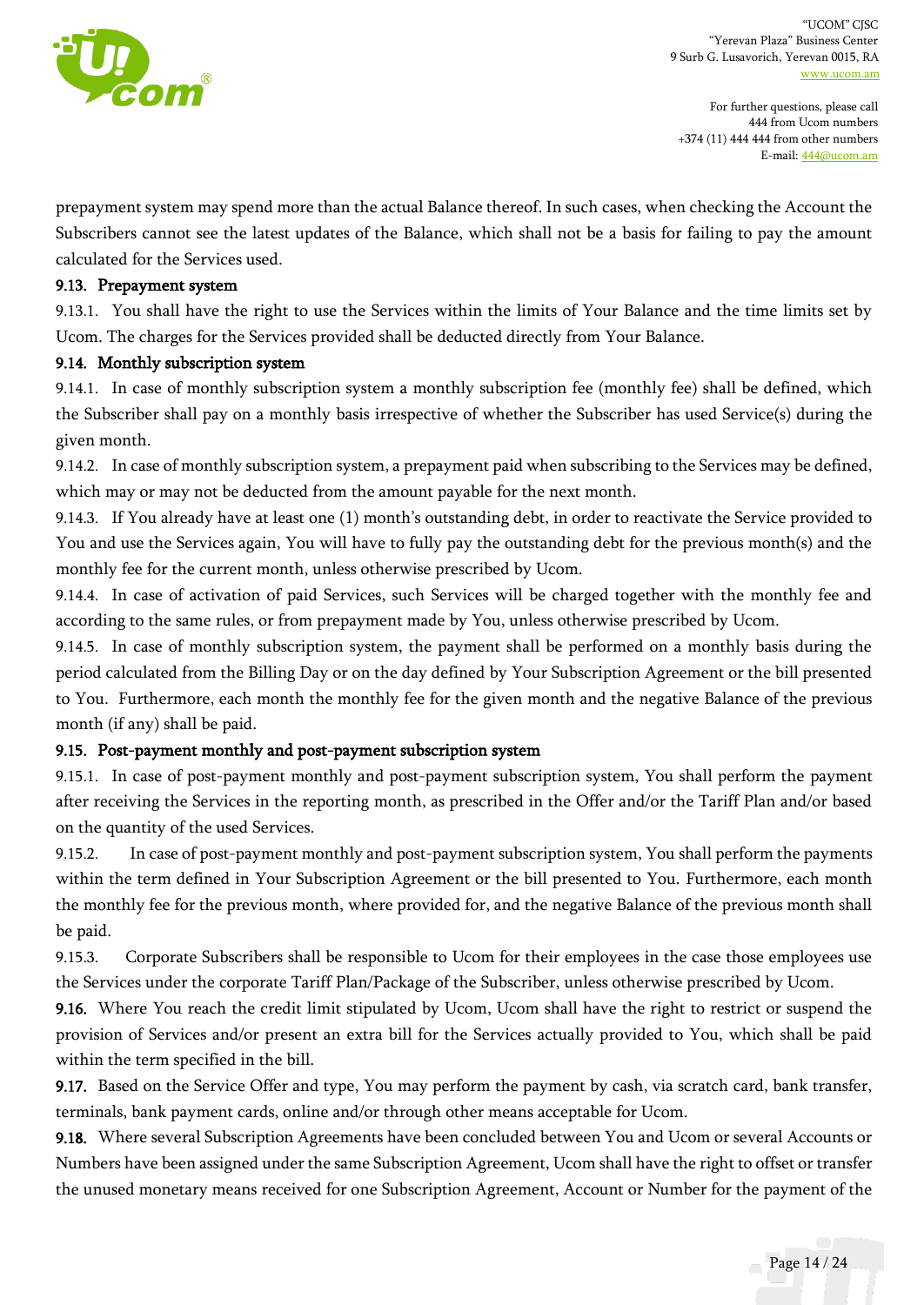prepayment system may spend more than the actual Balance thereof. In such cases, when checking the Account the Subscribers cannot see the latest updates of the Balance, which shall not be a basis for failing to pay the amount calculated for the Services used.

**9.13. Prepayment system**

9.13.1. You shall have the right to use the Services within the limits of Your Balance and the time limits set by Ucom. The charges for the Services provided shall be deducted directly from Your Balance.

**9.14. Monthly subscription system**

9.14.1. In case of monthly subscription system a monthly subscription fee (monthly fee) shall be defined, which the Subscriber shall pay on a monthly basis irrespective of whether the Subscriber has used Service(s) during the given month.

9.14.2. In case of monthly subscription system, a prepayment paid when subscribing to the Services may be defined, which may or may not be deducted from the amount payable for the next month.

9.14.3. If You already have at least one (1) month's outstanding debt, in order to reactivate the Service provided to You and use the Services again, You will have to fully pay the outstanding debt for the previous month(s) and the monthly fee for the current month, unless otherwise prescribed by Ucom.

9.14.4. In case of activation of paid Services, such Services will be charged together with the monthly fee and according to the same rules, or from prepayment made by You, unless otherwise prescribed by Ucom.

9.14.5. In case of monthly subscription system, the payment shall be performed on a monthly basis during the period calculated from the Billing Day or on the day defined by Your Subscription Agreement or the bill presented to You. Furthermore, each month the monthly fee for the given month and the negative Balance of the previous month (if any) shall be paid.

**9.15. Post-payment monthly and post-payment subscription system**

9.15.1. In case of post-payment monthly and post-payment subscription system, You shall perform the payment after receiving the Services in the reporting month, as prescribed in the Offer and/or the Tariff Plan and/or based on the quantity of the used Services.

9.15.2. In case of post-payment monthly and post-payment subscription system, You shall perform the payments within the term defined in Your Subscription Agreement or the bill presented to You. Furthermore, each month the monthly fee for the previous month, where provided for, and the negative Balance of the previous month shall be paid.

9.15.3. Corporate Subscribers shall be responsible to Ucom for their employees in the case those employees use the Services under the corporate Tariff Plan/Package of the Subscriber, unless otherwise prescribed by Ucom.

**9.16.** Where You reach the credit limit stipulated by Ucom, Ucom shall have the right to restrict or suspend the provision of Services and/or present an extra bill for the Services actually provided to You, which shall be paid within the term specified in the bill.

**9.17.** Based on the Service Offer and type, You may perform the payment by cash, via scratch card, bank transfer, terminals, bank payment cards, online and/or through other means acceptable for Ucom.

**9.18.** Where several Subscription Agreements have been concluded between You and Ucom or several Accounts or Numbers have been assigned under the same Subscription Agreement, Ucom shall have the right to offset or transfer the unused monetary means received for one Subscription Agreement, Account or Number for the payment of the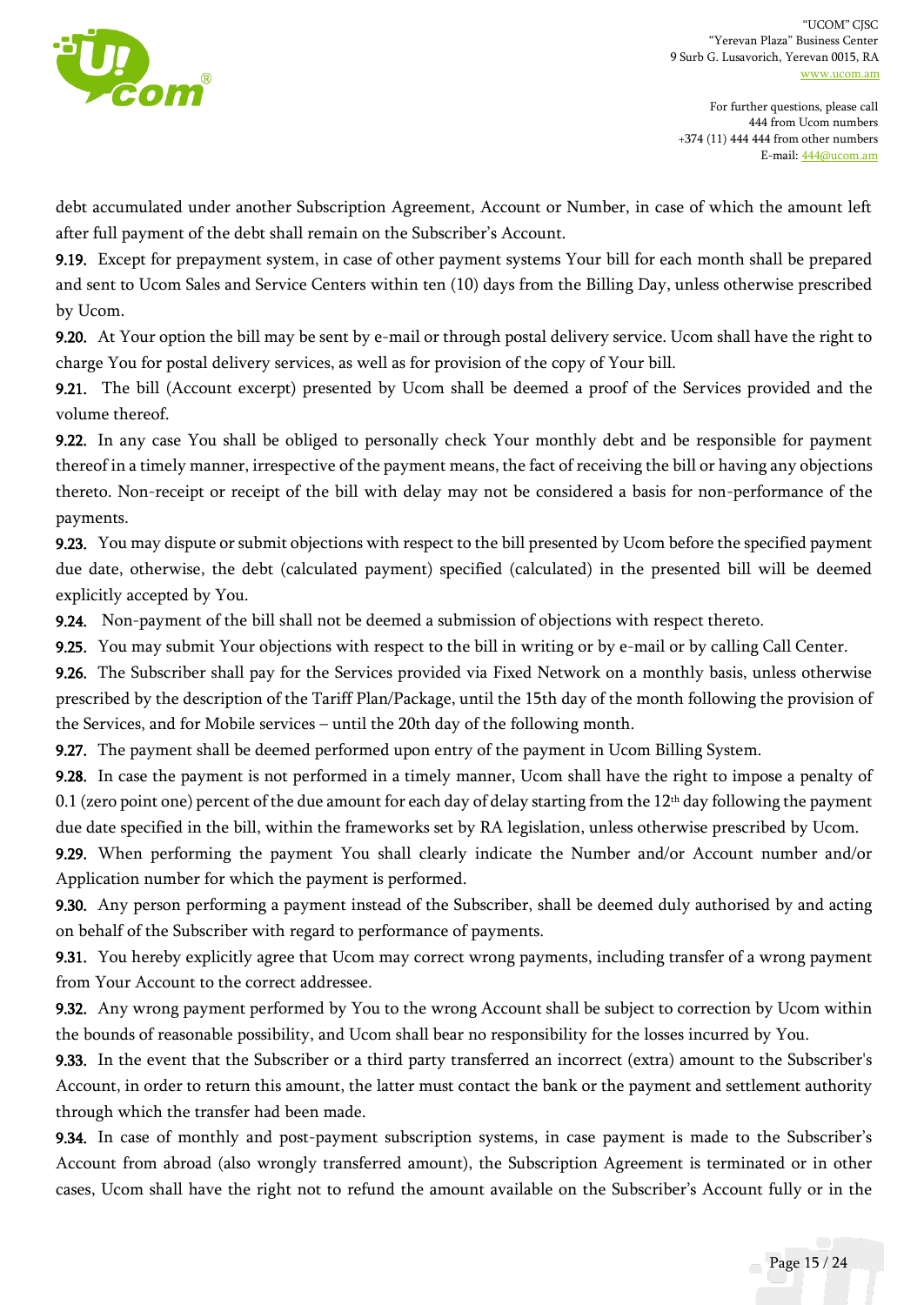debt accumulated under another Subscription Agreement, Account or Number, in case of which the amount left after full payment of the debt shall remain on the Subscriber's Account.

**9.19.** Except for prepayment system, in case of other payment systems Your bill for each month shall be prepared and sent to Ucom Sales and Service Centers within ten (10) days from the Billing Day, unless otherwise prescribed by Ucom.

**9.20.** At Your option the bill may be sent by e-mail or through postal delivery service. Ucom shall have the right to charge You for postal delivery services, as well as for provision of the copy of Your bill.

**9.21.** The bill (Account excerpt) presented by Ucom shall be deemed a proof of the Services provided and the volume thereof.

**9.22.** In any case You shall be obliged to personally check Your monthly debt and be responsible for payment thereof in a timely manner, irrespective of the payment means, the fact of receiving the bill or having any objections thereto. Non-receipt or receipt of the bill with delay may not be considered a basis for non-performance of the payments.

**9.23.** You may dispute or submit objections with respect to the bill presented by Ucom before the specified payment due date, otherwise, the debt (calculated payment) specified (calculated) in the presented bill will be deemed explicitly accepted by You.

**9.24.** Non-payment of the bill shall not be deemed a submission of objections with respect thereto.

**9.25.** You may submit Your objections with respect to the bill in writing or by e-mail or by calling Call Center.

**9.26.** The Subscriber shall pay for the Services provided via Fixed Network on a monthly basis, unless otherwise prescribed by the description of the Tariff Plan/Package, until the 15th day of the month following the provision of the Services, and for Mobile services – until the 20th day of the following month.

**9.27.** The payment shall be deemed performed upon entry of the payment in Ucom Billing System.

**9.28.** In case the payment is not performed in a timely manner, Ucom shall have the right to impose a penalty of 0.1 (zero point one) percent of the due amount for each day of delay starting from the 12th day following the payment due date specified in the bill, within the frameworks set by RA legislation, unless otherwise prescribed by Ucom.

**9.29.** When performing the payment You shall clearly indicate the Number and/or Account number and/or Application number for which the payment is performed.

**9.30.** Any person performing a payment instead of the Subscriber, shall be deemed duly authorised by and acting on behalf of the Subscriber with regard to performance of payments.

**9.31.** You hereby explicitly agree that Ucom may correct wrong payments, including transfer of a wrong payment from Your Account to the correct addressee.

**9.32.** Any wrong payment performed by You to the wrong Account shall be subject to correction by Ucom within the bounds of reasonable possibility, and Ucom shall bear no responsibility for the losses incurred by You.

**9.33.** In the event that the Subscriber or a third party transferred an incorrect (extra) amount to the Subscriber's Account, in order to return this amount, the latter must contact the bank or the payment and settlement authority through which the transfer had been made.

**9.34.** In case of monthly and post-payment subscription systems, in case payment is made to the Subscriber's Account from abroad (also wrongly transferred amount), the Subscription Agreement is terminated or in other cases, Ucom shall have the right not to refund the amount available on the Subscriber's Account fully or in the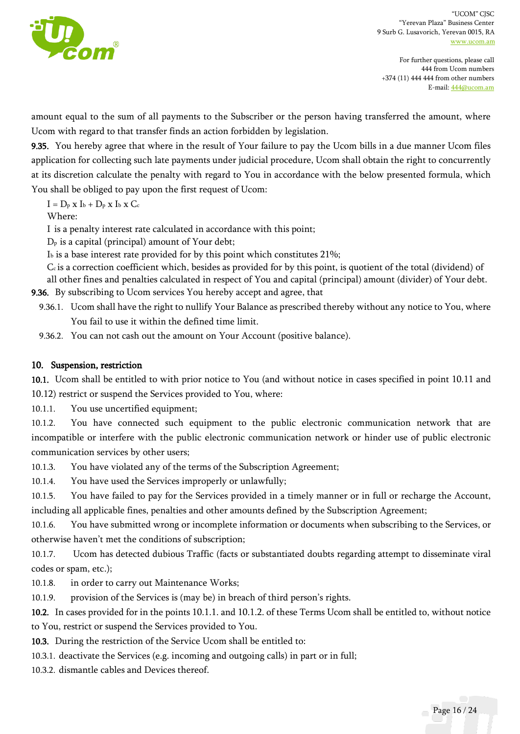amount equal to the sum of all payments to the Subscriber or the person having transferred the amount, where Ucom with regard to that transfer finds an action forbidden by legislation.

**9.35.** You hereby agree that where in the result of Your failure to pay the Ucom bills in a due manner Ucom files application for collecting such late payments under judicial procedure, Ucom shall obtain the right to concurrently at its discretion calculate the penalty with regard to You in accordance with the below presented formula, which You shall be obliged to pay upon the first request of Ucom:

$I = D_p \times I_b + D_p \times I_b \times C_c$

Where:

$I$ is a penalty interest rate calculated in accordance with this point;

$D_p$ is a capital (principal) amount of Your debt;

$I_b$ is a base interest rate provided for by this point which constitutes 21%;

$C_c$ is a correction coefficient which, besides as provided for by this point, is quotient of the total (dividend) of all other fines and penalties calculated in respect of You and capital (principal) amount (divider) of Your debt.

**9.36.** By subscribing to Ucom services You hereby accept and agree, that

9.36.1. Ucom shall have the right to nullify Your Balance as prescribed thereby without any notice to You, where You fail to use it within the defined time limit.

9.36.2. You can not cash out the amount on Your Account (positive balance).

## 10. Suspension, restriction

**10.1.** Ucom shall be entitled to with prior notice to You (and without notice in cases specified in point 10.11 and 10.12) restrict or suspend the Services provided to You, where:

10.1.1. You use uncertified equipment;

10.1.2. You have connected such equipment to the public electronic communication network that are incompatible or interfere with the public electronic communication network or hinder use of public electronic communication services by other users;

10.1.3. You have violated any of the terms of the Subscription Agreement;

10.1.4. You have used the Services improperly or unlawfully;

10.1.5. You have failed to pay for the Services provided in a timely manner or in full or recharge the Account, including all applicable fines, penalties and other amounts defined by the Subscription Agreement;

10.1.6. You have submitted wrong or incomplete information or documents when subscribing to the Services, or otherwise haven't met the conditions of subscription;

10.1.7. Ucom has detected dubious Traffic (facts or substantiated doubts regarding attempt to disseminate viral codes or spam, etc.);

10.1.8. in order to carry out Maintenance Works;

10.1.9. provision of the Services is (may be) in breach of third person's rights.

**10.2.** In cases provided for in the points 10.1.1. and 10.1.2. of these Terms Ucom shall be entitled to, without notice to You, restrict or suspend the Services provided to You.

**10.3.** During the restriction of the Service Ucom shall be entitled to:

10.3.1. deactivate the Services (e.g. incoming and outgoing calls) in part or in full;

10.3.2. dismantle cables and Devices thereof.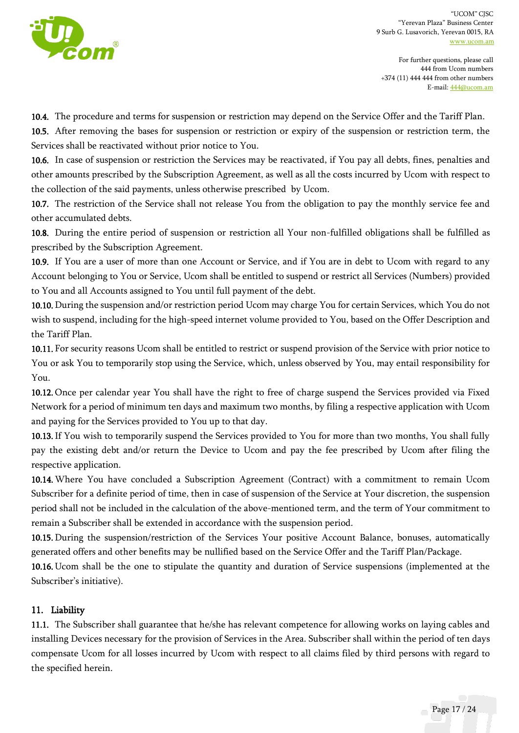**10.4.** The procedure and terms for suspension or restriction may depend on the Service Offer and the Tariff Plan.

**10.5.** After removing the bases for suspension or restriction or expiry of the suspension or restriction term, the Services shall be reactivated without prior notice to You.

**10.6.** In case of suspension or restriction the Services may be reactivated, if You pay all debts, fines, penalties and other amounts prescribed by the Subscription Agreement, as well as all the costs incurred by Ucom with respect to the collection of the said payments, unless otherwise prescribed by Ucom.

**10.7.** The restriction of the Service shall not release You from the obligation to pay the monthly service fee and other accumulated debts.

**10.8.** During the entire period of suspension or restriction all Your non-fulfilled obligations shall be fulfilled as prescribed by the Subscription Agreement.

**10.9.** If You are a user of more than one Account or Service, and if You are in debt to Ucom with regard to any Account belonging to You or Service, Ucom shall be entitled to suspend or restrict all Services (Numbers) provided to You and all Accounts assigned to You until full payment of the debt.

**10.10.** During the suspension and/or restriction period Ucom may charge You for certain Services, which You do not wish to suspend, including for the high-speed internet volume provided to You, based on the Offer Description and the Tariff Plan.

**10.11.** For security reasons Ucom shall be entitled to restrict or suspend provision of the Service with prior notice to You or ask You to temporarily stop using the Service, which, unless observed by You, may entail responsibility for You.

**10.12.** Once per calendar year You shall have the right to free of charge suspend the Services provided via Fixed Network for a period of minimum ten days and maximum two months, by filing a respective application with Ucom and paying for the Services provided to You up to that day.

**10.13.** If You wish to temporarily suspend the Services provided to You for more than two months, You shall fully pay the existing debt and/or return the Device to Ucom and pay the fee prescribed by Ucom after filing the respective application.

**10.14.** Where You have concluded a Subscription Agreement (Contract) with a commitment to remain Ucom Subscriber for a definite period of time, then in case of suspension of the Service at Your discretion, the suspension period shall not be included in the calculation of the above-mentioned term, and the term of Your commitment to remain a Subscriber shall be extended in accordance with the suspension period.

**10.15.** During the suspension/restriction of the Services Your positive Account Balance, bonuses, automatically generated offers and other benefits may be nullified based on the Service Offer and the Tariff Plan/Package.

**10.16.** Ucom shall be the one to stipulate the quantity and duration of Service suspensions (implemented at the Subscriber's initiative).

## 11. Liability

**11.1.** The Subscriber shall guarantee that he/she has relevant competence for allowing works on laying cables and installing Devices necessary for the provision of Services in the Area. Subscriber shall within the period of ten days compensate Ucom for all losses incurred by Ucom with respect to all claims filed by third persons with regard to the specified herein.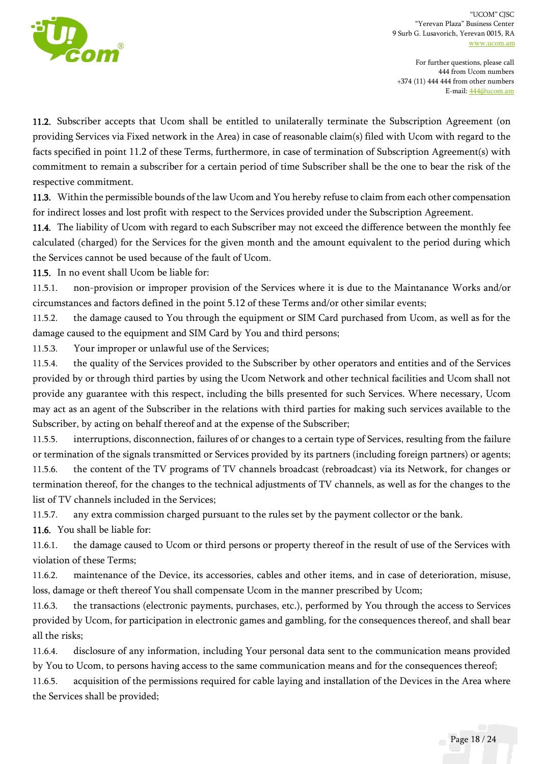**11.2.** Subscriber accepts that Ucom shall be entitled to unilaterally terminate the Subscription Agreement (on providing Services via Fixed network in the Area) in case of reasonable claim(s) filed with Ucom with regard to the facts specified in point 11.2 of these Terms, furthermore, in case of termination of Subscription Agreement(s) with commitment to remain a subscriber for a certain period of time Subscriber shall be the one to bear the risk of the respective commitment.

**11.3.** Within the permissible bounds of the law Ucom and You hereby refuse to claim from each other compensation for indirect losses and lost profit with respect to the Services provided under the Subscription Agreement.

**11.4.** The liability of Ucom with regard to each Subscriber may not exceed the difference between the monthly fee calculated (charged) for the Services for the given month and the amount equivalent to the period during which the Services cannot be used because of the fault of Ucom.

**11.5.** In no event shall Ucom be liable for:

11.5.1. non-provision or improper provision of the Services where it is due to the Maintanance Works and/or circumstances and factors defined in the point 5.12 of these Terms and/or other similar events;

11.5.2. the damage caused to You through the equipment or SIM Card purchased from Ucom, as well as for the damage caused to the equipment and SIM Card by You and third persons;

11.5.3. Your improper or unlawful use of the Services;

11.5.4. the quality of the Services provided to the Subscriber by other operators and entities and of the Services provided by or through third parties by using the Ucom Network and other technical facilities and Ucom shall not provide any guarantee with this respect, including the bills presented for such Services. Where necessary, Ucom may act as an agent of the Subscriber in the relations with third parties for making such services available to the Subscriber, by acting on behalf thereof and at the expense of the Subscriber;

11.5.5. interruptions, disconnection, failures of or changes to a certain type of Services, resulting from the failure or termination of the signals transmitted or Services provided by its partners (including foreign partners) or agents;

11.5.6. the content of the TV programs of TV channels broadcast (rebroadcast) via its Network, for changes or termination thereof, for the changes to the technical adjustments of TV channels, as well as for the changes to the list of TV channels included in the Services;

11.5.7. any extra commission charged pursuant to the rules set by the payment collector or the bank.

**11.6.** You shall be liable for:

11.6.1. the damage caused to Ucom or third persons or property thereof in the result of use of the Services with violation of these Terms;

11.6.2. maintenance of the Device, its accessories, cables and other items, and in case of deterioration, misuse, loss, damage or theft thereof You shall compensate Ucom in the manner prescribed by Ucom;

11.6.3. the transactions (electronic payments, purchases, etc.), performed by You through the access to Services provided by Ucom, for participation in electronic games and gambling, for the consequences thereof, and shall bear all the risks;

11.6.4. disclosure of any information, including Your personal data sent to the communication means provided by You to Ucom, to persons having access to the same communication means and for the consequences thereof;

11.6.5. acquisition of the permissions required for cable laying and installation of the Devices in the Area where the Services shall be provided;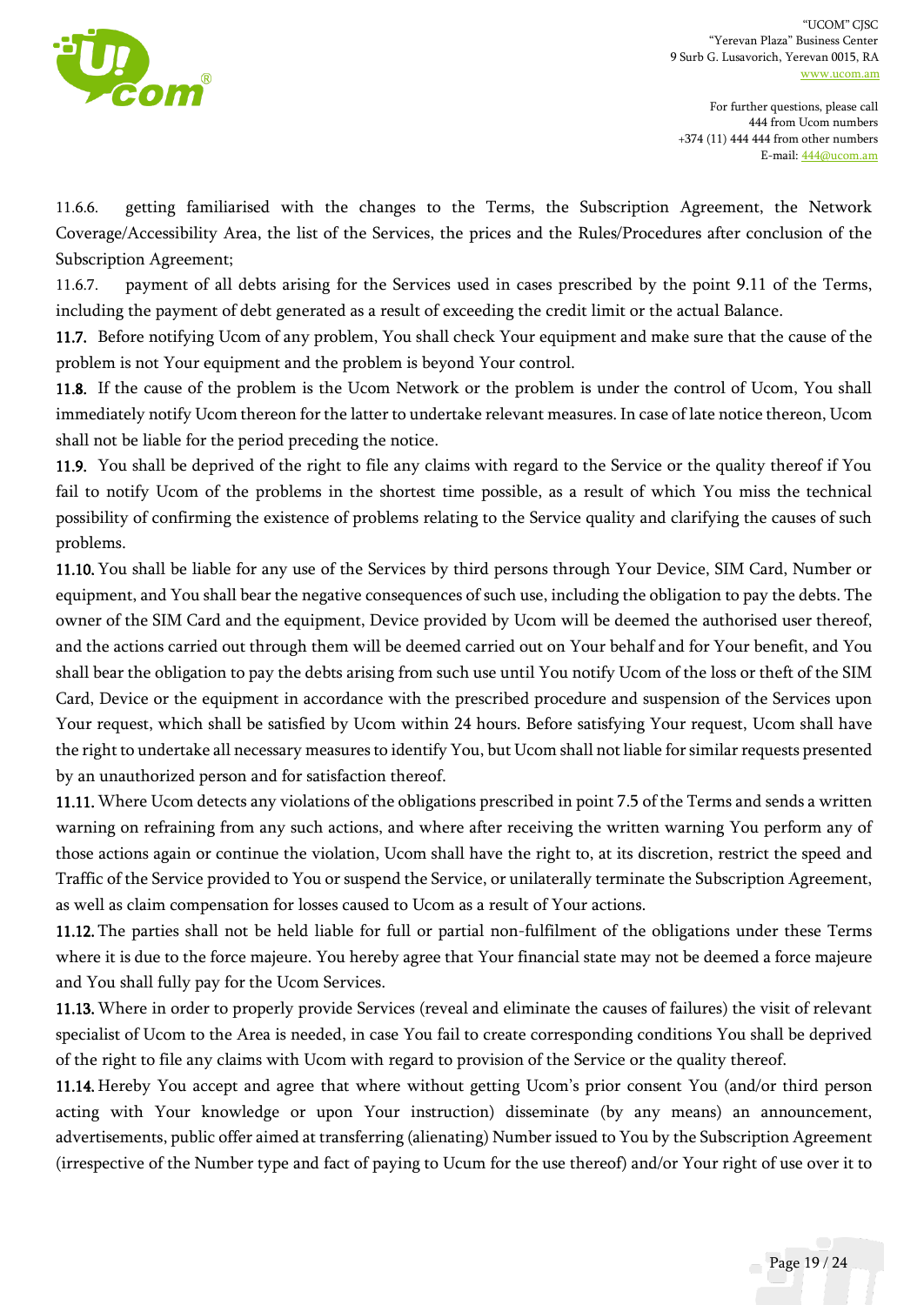11.6.6. getting familiarised with the changes to the Terms, the Subscription Agreement, the Network Coverage/Accessibility Area, the list of the Services, the prices and the Rules/Procedures after conclusion of the Subscription Agreement;

11.6.7. payment of all debts arising for the Services used in cases prescribed by the point 9.11 of the Terms, including the payment of debt generated as a result of exceeding the credit limit or the actual Balance.

**11.7.** Before notifying Ucom of any problem, You shall check Your equipment and make sure that the cause of the problem is not Your equipment and the problem is beyond Your control.

**11.8.** If the cause of the problem is the Ucom Network or the problem is under the control of Ucom, You shall immediately notify Ucom thereon for the latter to undertake relevant measures. In case of late notice thereon, Ucom shall not be liable for the period preceding the notice.

**11.9.** You shall be deprived of the right to file any claims with regard to the Service or the quality thereof if You fail to notify Ucom of the problems in the shortest time possible, as a result of which You miss the technical possibility of confirming the existence of problems relating to the Service quality and clarifying the causes of such problems.

**11.10.** You shall be liable for any use of the Services by third persons through Your Device, SIM Card, Number or equipment, and You shall bear the negative consequences of such use, including the obligation to pay the debts. The owner of the SIM Card and the equipment, Device provided by Ucom will be deemed the authorised user thereof, and the actions carried out through them will be deemed carried out on Your behalf and for Your benefit, and You shall bear the obligation to pay the debts arising from such use until You notify Ucom of the loss or theft of the SIM Card, Device or the equipment in accordance with the prescribed procedure and suspension of the Services upon Your request, which shall be satisfied by Ucom within 24 hours. Before satisfying Your request, Ucom shall have the right to undertake all necessary measures to identify You, but Ucom shall not liable for similar requests presented by an unauthorized person and for satisfaction thereof.

**11.11.** Where Ucom detects any violations of the obligations prescribed in point 7.5 of the Terms and sends a written warning on refraining from any such actions, and where after receiving the written warning You perform any of those actions again or continue the violation, Ucom shall have the right to, at its discretion, restrict the speed and Traffic of the Service provided to You or suspend the Service, or unilaterally terminate the Subscription Agreement, as well as claim compensation for losses caused to Ucom as a result of Your actions.

**11.12.** The parties shall not be held liable for full or partial non-fulfilment of the obligations under these Terms where it is due to the force majeure. You hereby agree that Your financial state may not be deemed a force majeure and You shall fully pay for the Ucom Services.

**11.13.** Where in order to properly provide Services (reveal and eliminate the causes of failures) the visit of relevant specialist of Ucom to the Area is needed, in case You fail to create corresponding conditions You shall be deprived of the right to file any claims with Ucom with regard to provision of the Service or the quality thereof.

**11.14.** Hereby You accept and agree that where without getting Ucom's prior consent You (and/or third person acting with Your knowledge or upon Your instruction) disseminate (by any means) an announcement, advertisements, public offer aimed at transferring (alienating) Number issued to You by the Subscription Agreement (irrespective of the Number type and fact of paying to Ucum for the use thereof) and/or Your right of use over it to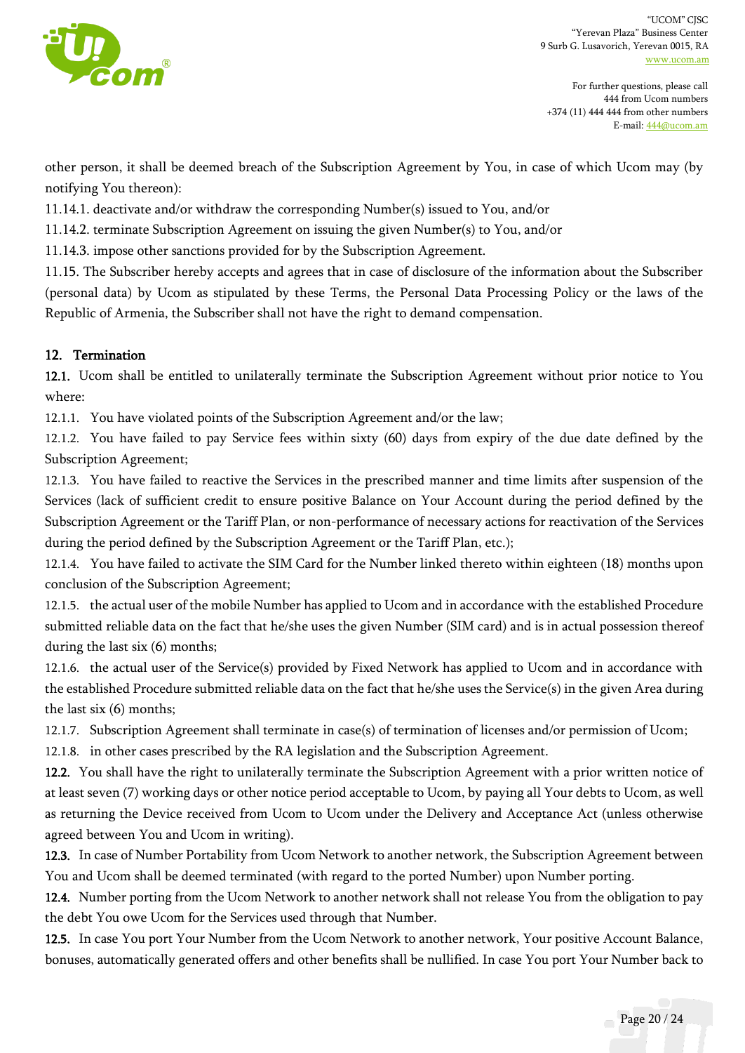other person, it shall be deemed breach of the Subscription Agreement by You, in case of which Ucom may (by notifying You thereon):

11.14.1. deactivate and/or withdraw the corresponding Number(s) issued to You, and/or

11.14.2. terminate Subscription Agreement on issuing the given Number(s) to You, and/or

11.14.3. impose other sanctions provided for by the Subscription Agreement.

11.15. The Subscriber hereby accepts and agrees that in case of disclosure of the information about the Subscriber (personal data) by Ucom as stipulated by these Terms, the Personal Data Processing Policy or the laws of the Republic of Armenia, the Subscriber shall not have the right to demand compensation.

## 12. Termination

**12.1.** Ucom shall be entitled to unilaterally terminate the Subscription Agreement without prior notice to You where:

12.1.1. You have violated points of the Subscription Agreement and/or the law;

12.1.2. You have failed to pay Service fees within sixty (60) days from expiry of the due date defined by the Subscription Agreement;

12.1.3. You have failed to reactive the Services in the prescribed manner and time limits after suspension of the Services (lack of sufficient credit to ensure positive Balance on Your Account during the period defined by the Subscription Agreement or the Tariff Plan, or non-performance of necessary actions for reactivation of the Services during the period defined by the Subscription Agreement or the Tariff Plan, etc.);

12.1.4. You have failed to activate the SIM Card for the Number linked thereto within eighteen (18) months upon conclusion of the Subscription Agreement;

12.1.5. the actual user of the mobile Number has applied to Ucom and in accordance with the established Procedure submitted reliable data on the fact that he/she uses the given Number (SIM card) and is in actual possession thereof during the last six (6) months;

12.1.6. the actual user of the Service(s) provided by Fixed Network has applied to Ucom and in accordance with the established Procedure submitted reliable data on the fact that he/she uses the Service(s) in the given Area during the last six (6) months;

12.1.7. Subscription Agreement shall terminate in case(s) of termination of licenses and/or permission of Ucom;

12.1.8. in other cases prescribed by the RA legislation and the Subscription Agreement.

**12.2.** You shall have the right to unilaterally terminate the Subscription Agreement with a prior written notice of at least seven (7) working days or other notice period acceptable to Ucom, by paying all Your debts to Ucom, as well as returning the Device received from Ucom to Ucom under the Delivery and Acceptance Act (unless otherwise agreed between You and Ucom in writing).

**12.3.** In case of Number Portability from Ucom Network to another network, the Subscription Agreement between You and Ucom shall be deemed terminated (with regard to the ported Number) upon Number porting.

**12.4.** Number porting from the Ucom Network to another network shall not release You from the obligation to pay the debt You owe Ucom for the Services used through that Number.

**12.5.** In case You port Your Number from the Ucom Network to another network, Your positive Account Balance, bonuses, automatically generated offers and other benefits shall be nullified. In case You port Your Number back to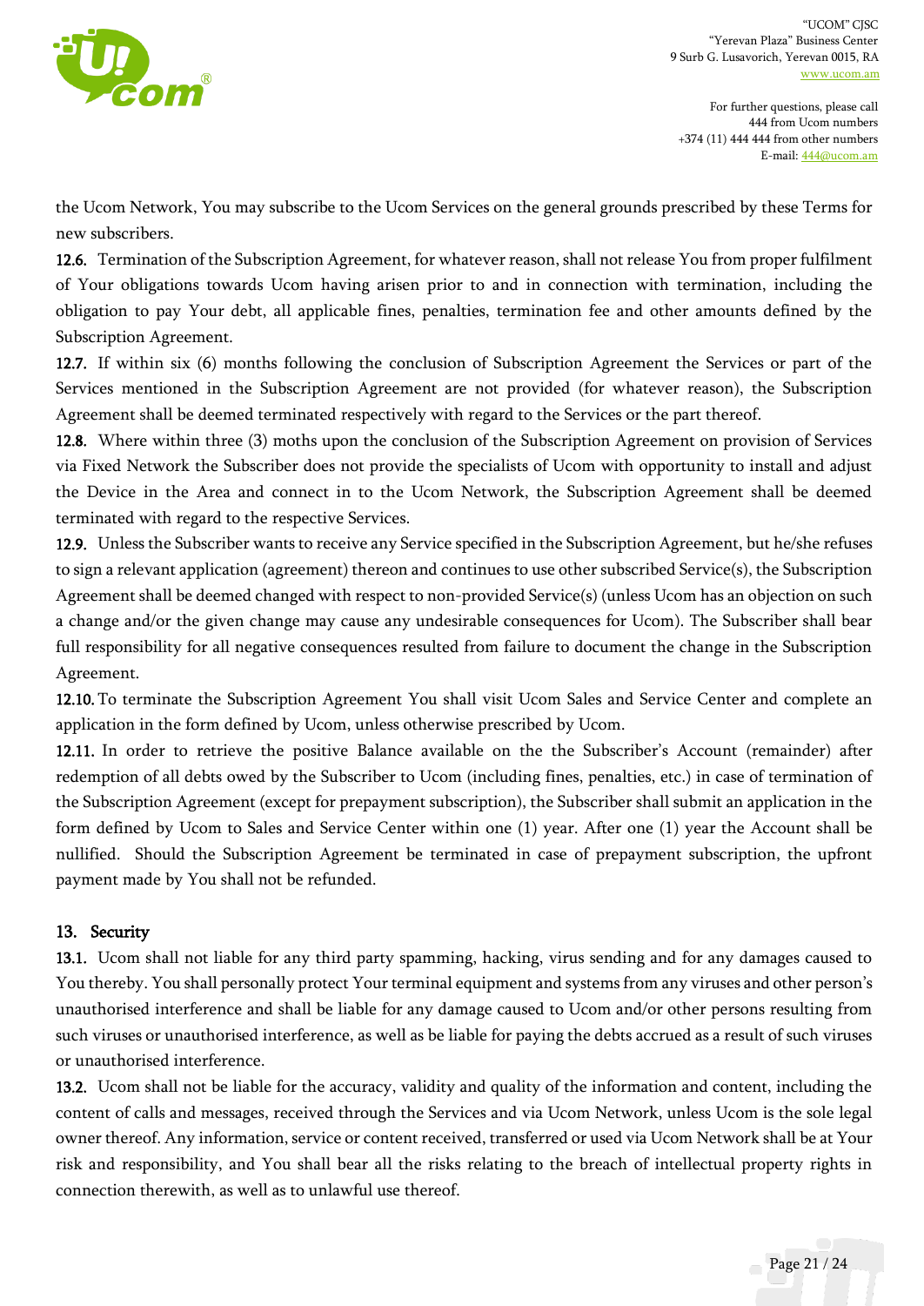the Ucom Network, You may subscribe to the Ucom Services on the general grounds prescribed by these Terms for new subscribers.

**12.6.** Termination of the Subscription Agreement, for whatever reason, shall not release You from proper fulfilment of Your obligations towards Ucom having arisen prior to and in connection with termination, including the obligation to pay Your debt, all applicable fines, penalties, termination fee and other amounts defined by the Subscription Agreement.

**12.7.** If within six (6) months following the conclusion of Subscription Agreement the Services or part of the Services mentioned in the Subscription Agreement are not provided (for whatever reason), the Subscription Agreement shall be deemed terminated respectively with regard to the Services or the part thereof.

**12.8.** Where within three (3) moths upon the conclusion of the Subscription Agreement on provision of Services via Fixed Network the Subscriber does not provide the specialists of Ucom with opportunity to install and adjust the Device in the Area and connect in to the Ucom Network, the Subscription Agreement shall be deemed terminated with regard to the respective Services.

**12.9.** Unless the Subscriber wants to receive any Service specified in the Subscription Agreement, but he/she refuses to sign a relevant application (agreement) thereon and continues to use other subscribed Service(s), the Subscription Agreement shall be deemed changed with respect to non-provided Service(s) (unless Ucom has an objection on such a change and/or the given change may cause any undesirable consequences for Ucom). The Subscriber shall bear full responsibility for all negative consequences resulted from failure to document the change in the Subscription Agreement.

**12.10.** To terminate the Subscription Agreement You shall visit Ucom Sales and Service Center and complete an application in the form defined by Ucom, unless otherwise prescribed by Ucom.

**12.11.** In order to retrieve the positive Balance available on the the Subscriber's Account (remainder) after redemption of all debts owed by the Subscriber to Ucom (including fines, penalties, etc.) in case of termination of the Subscription Agreement (except for prepayment subscription), the Subscriber shall submit an application in the form defined by Ucom to Sales and Service Center within one (1) year. After one (1) year the Account shall be nullified. Should the Subscription Agreement be terminated in case of prepayment subscription, the upfront payment made by You shall not be refunded.

## 13. Security

**13.1.** Ucom shall not liable for any third party spamming, hacking, virus sending and for any damages caused to You thereby. You shall personally protect Your terminal equipment and systems from any viruses and other person's unauthorised interference and shall be liable for any damage caused to Ucom and/or other persons resulting from such viruses or unauthorised interference, as well as be liable for paying the debts accrued as a result of such viruses or unauthorised interference.

**13.2.** Ucom shall not be liable for the accuracy, validity and quality of the information and content, including the content of calls and messages, received through the Services and via Ucom Network, unless Ucom is the sole legal owner thereof. Any information, service or content received, transferred or used via Ucom Network shall be at Your risk and responsibility, and You shall bear all the risks relating to the breach of intellectual property rights in connection therewith, as well as to unlawful use thereof.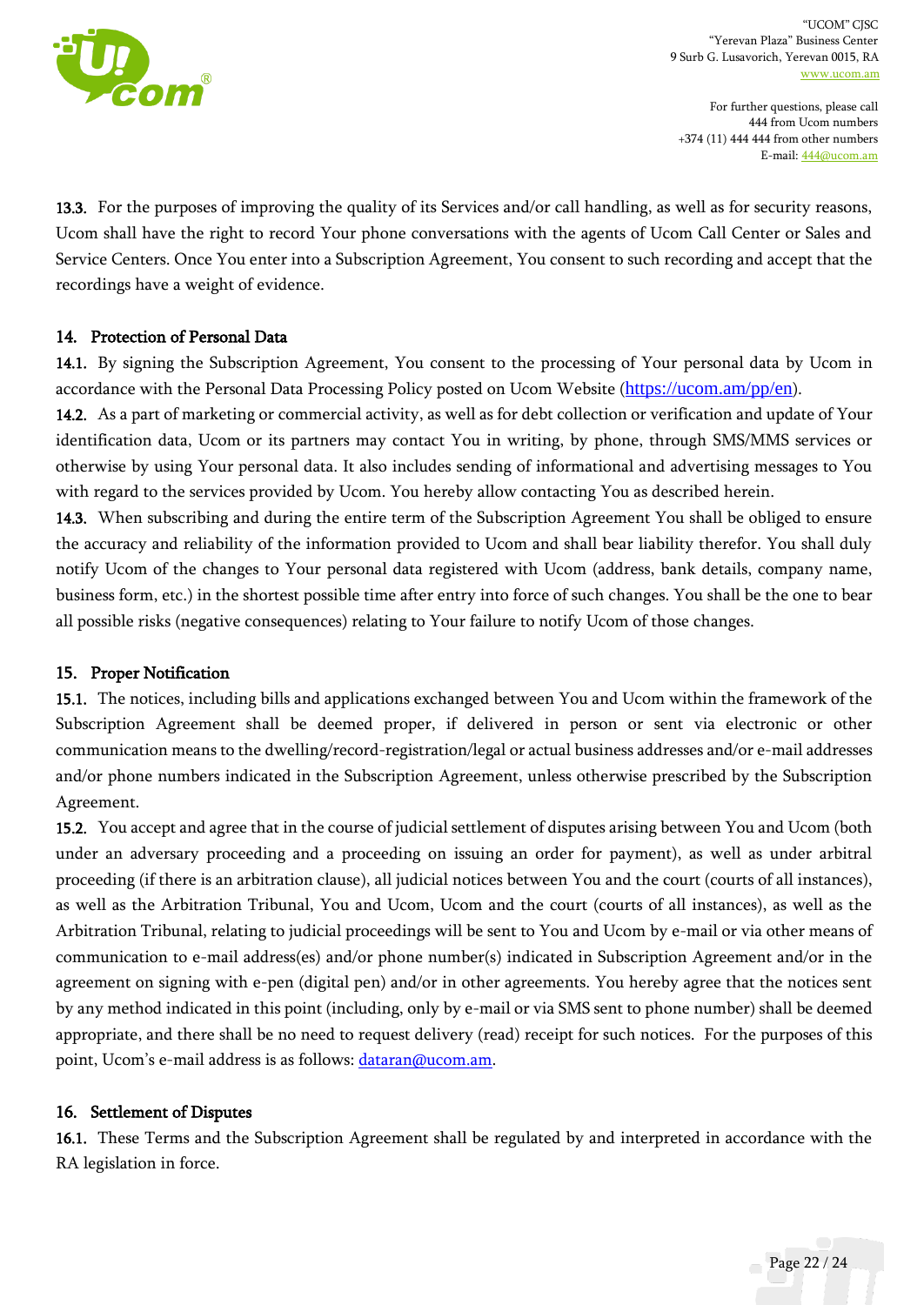13.3. For the purposes of improving the quality of its Services and/or call handling, as well as for security reasons, Ucom shall have the right to record Your phone conversations with the agents of Ucom Call Center or Sales and Service Centers. Once You enter into a Subscription Agreement, You consent to such recording and accept that the recordings have a weight of evidence.

## 14. Protection of Personal Data

14.1. By signing the Subscription Agreement, You consent to the processing of Your personal data by Ucom in accordance with the Personal Data Processing Policy posted on Ucom Website (https://ucom.am/pp/en).

14.2. As a part of marketing or commercial activity, as well as for debt collection or verification and update of Your identification data, Ucom or its partners may contact You in writing, by phone, through SMS/MMS services or otherwise by using Your personal data. It also includes sending of informational and advertising messages to You with regard to the services provided by Ucom. You hereby allow contacting You as described herein.

14.3. When subscribing and during the entire term of the Subscription Agreement You shall be obliged to ensure the accuracy and reliability of the information provided to Ucom and shall bear liability therefor. You shall duly notify Ucom of the changes to Your personal data registered with Ucom (address, bank details, company name, business form, etc.) in the shortest possible time after entry into force of such changes. You shall be the one to bear all possible risks (negative consequences) relating to Your failure to notify Ucom of those changes.

## 15. Proper Notification

15.1. The notices, including bills and applications exchanged between You and Ucom within the framework of the Subscription Agreement shall be deemed proper, if delivered in person or sent via electronic or other communication means to the dwelling/record-registration/legal or actual business addresses and/or e-mail addresses and/or phone numbers indicated in the Subscription Agreement, unless otherwise prescribed by the Subscription Agreement.

15.2. You accept and agree that in the course of judicial settlement of disputes arising between You and Ucom (both under an adversary proceeding and a proceeding on issuing an order for payment), as well as under arbitral proceeding (if there is an arbitration clause), all judicial notices between You and the court (courts of all instances), as well as the Arbitration Tribunal, You and Ucom, Ucom and the court (courts of all instances), as well as the Arbitration Tribunal, relating to judicial proceedings will be sent to You and Ucom by e-mail or via other means of communication to e-mail address(es) and/or phone number(s) indicated in Subscription Agreement and/or in the agreement on signing with e-pen (digital pen) and/or in other agreements. You hereby agree that the notices sent by any method indicated in this point (including, only by e-mail or via SMS sent to phone number) shall be deemed appropriate, and there shall be no need to request delivery (read) receipt for such notices. For the purposes of this point, Ucom's e-mail address is as follows: dataran@ucom.am.

## 16. Settlement of Disputes

16.1. These Terms and the Subscription Agreement shall be regulated by and interpreted in accordance with the RA legislation in force.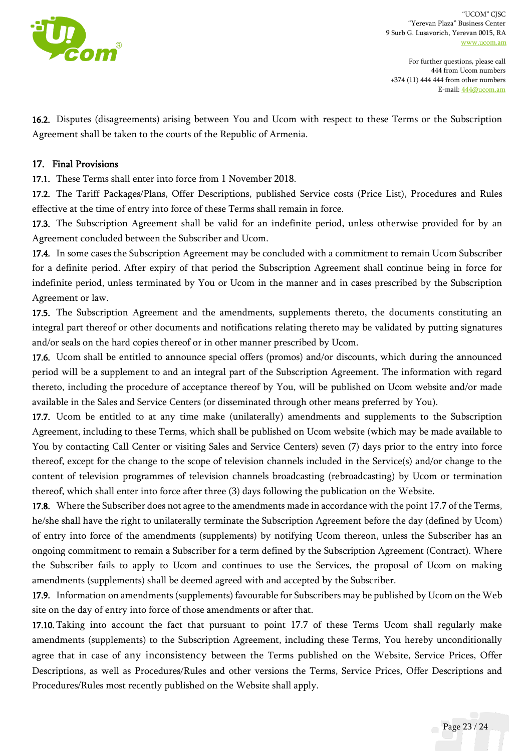16.2. Disputes (disagreements) arising between You and Ucom with respect to these Terms or the Subscription Agreement shall be taken to the courts of the Republic of Armenia.

## 17. Final Provisions

17.1. These Terms shall enter into force from 1 November 2018.

17.2. The Tariff Packages/Plans, Offer Descriptions, published Service costs (Price List), Procedures and Rules effective at the time of entry into force of these Terms shall remain in force.

17.3. The Subscription Agreement shall be valid for an indefinite period, unless otherwise provided for by an Agreement concluded between the Subscriber and Ucom.

17.4. In some cases the Subscription Agreement may be concluded with a commitment to remain Ucom Subscriber for a definite period. After expiry of that period the Subscription Agreement shall continue being in force for indefinite period, unless terminated by You or Ucom in the manner and in cases prescribed by the Subscription Agreement or law.

17.5. The Subscription Agreement and the amendments, supplements thereto, the documents constituting an integral part thereof or other documents and notifications relating thereto may be validated by putting signatures and/or seals on the hard copies thereof or in other manner prescribed by Ucom.

17.6. Ucom shall be entitled to announce special offers (promos) and/or discounts, which during the announced period will be a supplement to and an integral part of the Subscription Agreement. The information with regard thereto, including the procedure of acceptance thereof by You, will be published on Ucom website and/or made available in the Sales and Service Centers (or disseminated through other means preferred by You).

17.7. Ucom be entitled to at any time make (unilaterally) amendments and supplements to the Subscription Agreement, including to these Terms, which shall be published on Ucom website (which may be made available to You by contacting Call Center or visiting Sales and Service Centers) seven (7) days prior to the entry into force thereof, except for the change to the scope of television channels included in the Service(s) and/or change to the content of television programmes of television channels broadcasting (rebroadcasting) by Ucom or termination thereof, which shall enter into force after three (3) days following the publication on the Website.

17.8. Where the Subscriber does not agree to the amendments made in accordance with the point 17.7 of the Terms, he/she shall have the right to unilaterally terminate the Subscription Agreement before the day (defined by Ucom) of entry into force of the amendments (supplements) by notifying Ucom thereon, unless the Subscriber has an ongoing commitment to remain a Subscriber for a term defined by the Subscription Agreement (Contract). Where the Subscriber fails to apply to Ucom and continues to use the Services, the proposal of Ucom on making amendments (supplements) shall be deemed agreed with and accepted by the Subscriber.

17.9. Information on amendments (supplements) favourable for Subscribers may be published by Ucom on the Web site on the day of entry into force of those amendments or after that.

17.10. Taking into account the fact that pursuant to point 17.7 of these Terms Ucom shall regularly make amendments (supplements) to the Subscription Agreement, including these Terms, You hereby unconditionally agree that in case of any inconsistency between the Terms published on the Website, Service Prices, Offer Descriptions, as well as Procedures/Rules and other versions the Terms, Service Prices, Offer Descriptions and Procedures/Rules most recently published on the Website shall apply.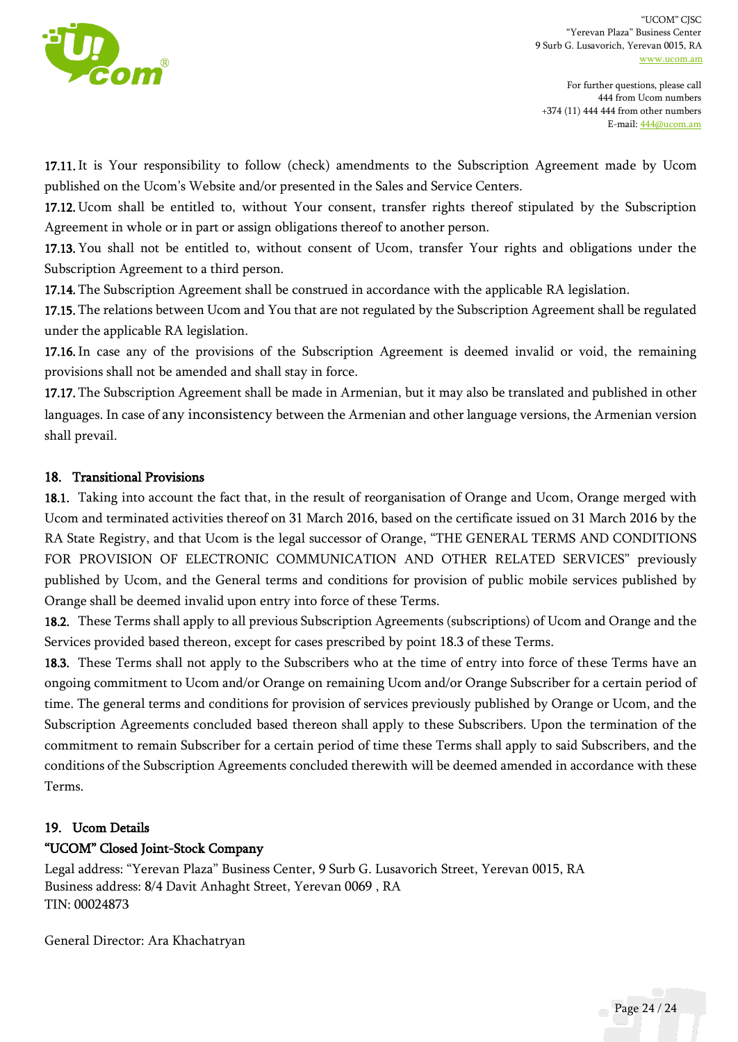**17.11.** It is Your responsibility to follow (check) amendments to the Subscription Agreement made by Ucom published on the Ucom's Website and/or presented in the Sales and Service Centers.

**17.12.** Ucom shall be entitled to, without Your consent, transfer rights thereof stipulated by the Subscription Agreement in whole or in part or assign obligations thereof to another person.

**17.13.** You shall not be entitled to, without consent of Ucom, transfer Your rights and obligations under the Subscription Agreement to a third person.

**17.14.** The Subscription Agreement shall be construed in accordance with the applicable RA legislation.

**17.15.** The relations between Ucom and You that are not regulated by the Subscription Agreement shall be regulated under the applicable RA legislation.

**17.16.** In case any of the provisions of the Subscription Agreement is deemed invalid or void, the remaining provisions shall not be amended and shall stay in force.

**17.17.** The Subscription Agreement shall be made in Armenian, but it may also be translated and published in other languages. In case of any inconsistency between the Armenian and other language versions, the Armenian version shall prevail.

## 18. Transitional Provisions

**18.1.** Taking into account the fact that, in the result of reorganisation of Orange and Ucom, Orange merged with Ucom and terminated activities thereof on 31 March 2016, based on the certificate issued on 31 March 2016 by the RA State Registry, and that Ucom is the legal successor of Orange, "THE GENERAL TERMS AND CONDITIONS FOR PROVISION OF ELECTRONIC COMMUNICATION AND OTHER RELATED SERVICES" previously published by Ucom, and the General terms and conditions for provision of public mobile services published by Orange shall be deemed invalid upon entry into force of these Terms.

**18.2.** These Terms shall apply to all previous Subscription Agreements (subscriptions) of Ucom and Orange and the Services provided based thereon, except for cases prescribed by point 18.3 of these Terms.

**18.3.** These Terms shall not apply to the Subscribers who at the time of entry into force of these Terms have an ongoing commitment to Ucom and/or Orange on remaining Ucom and/or Orange Subscriber for a certain period of time. The general terms and conditions for provision of services previously published by Orange or Ucom, and the Subscription Agreements concluded based thereon shall apply to these Subscribers. Upon the termination of the commitment to remain Subscriber for a certain period of time these Terms shall apply to said Subscribers, and the conditions of the Subscription Agreements concluded therewith will be deemed amended in accordance with these Terms.

## 19. Ucom Details

**"UCOM" Closed Joint-Stock Company**

Legal address: "Yerevan Plaza" Business Center, 9 Surb G. Lusavorich Street, Yerevan 0015, RA
Business address: 8/4 Davit Anhaght Street, Yerevan 0069 , RA
TIN: 00024873

General Director: Ara Khachatryan